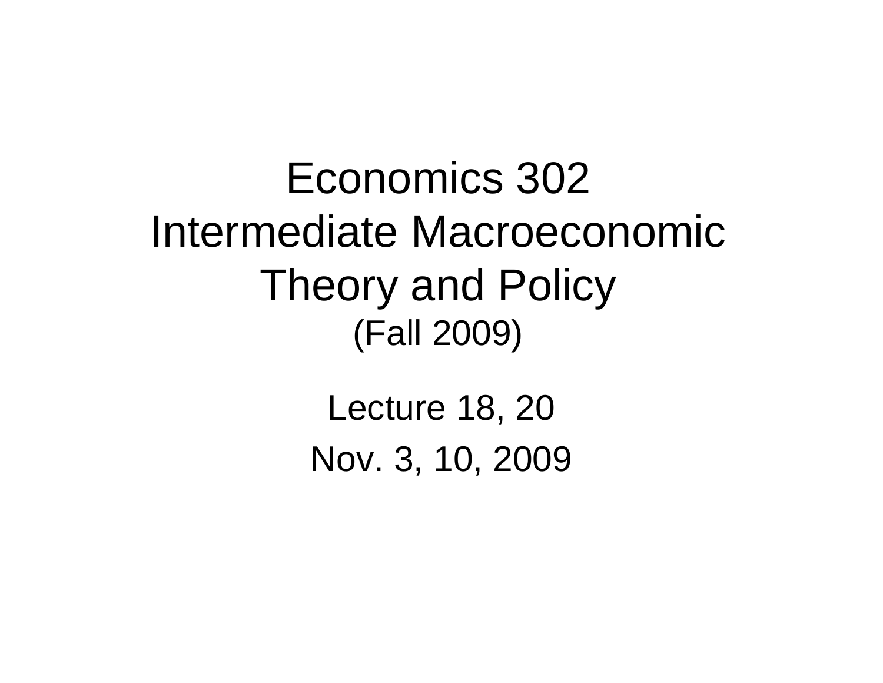# Economics 302
# Intermediate Macroeconomic Theory and Policy
## (Fall 2009)

Lecture 18, 20

Nov. 3, 10, 2009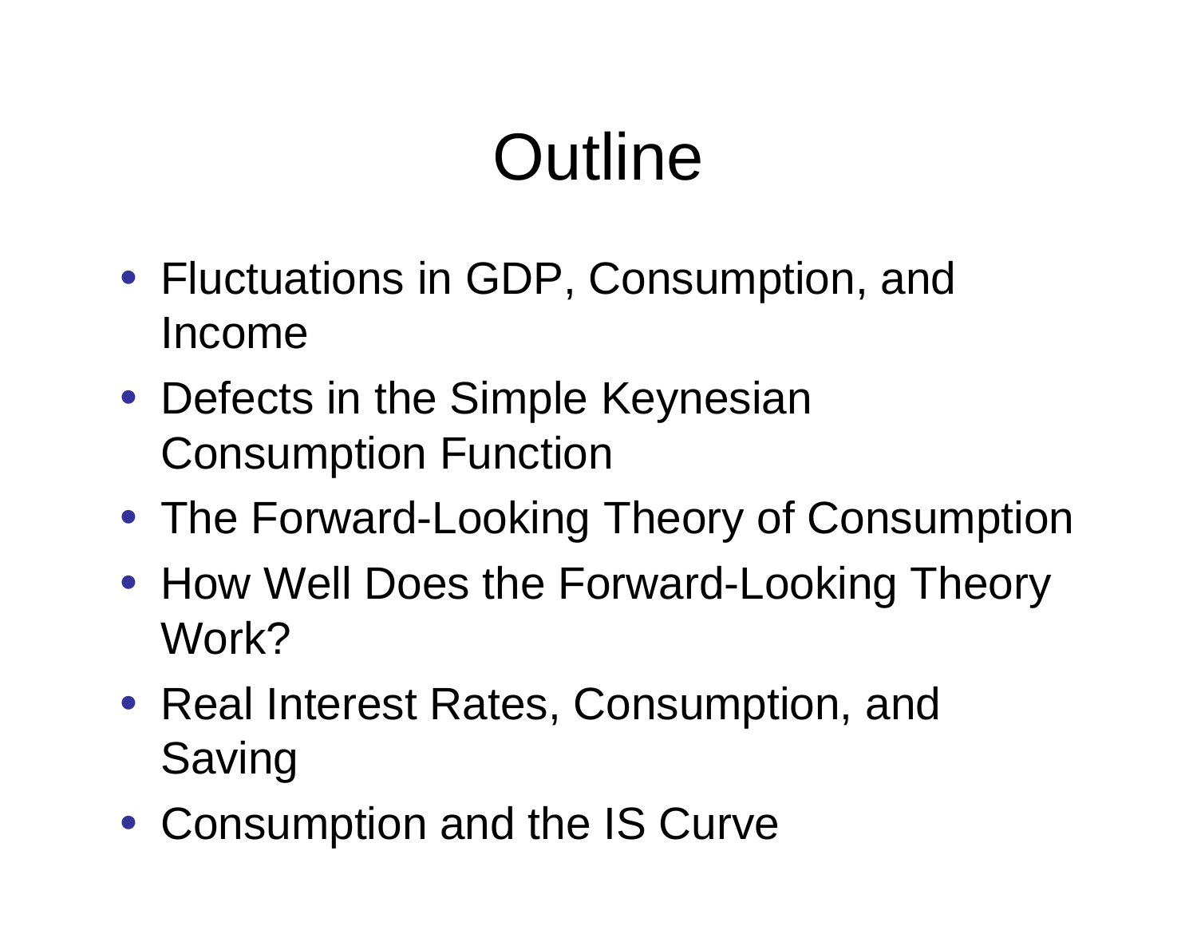# Outline

- Fluctuations in GDP, Consumption, and Income
- Defects in the Simple Keynesian Consumption Function
- The Forward-Looking Theory of Consumption
- How Well Does the Forward-Looking Theory Work?
- Real Interest Rates, Consumption, and Saving
- Consumption and the IS Curve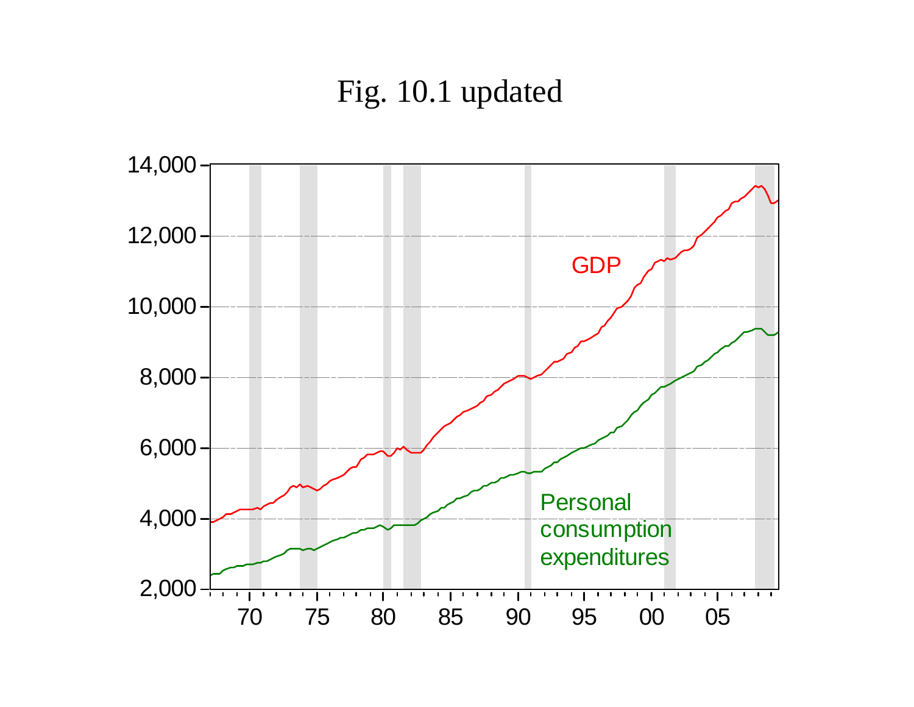# Fig. 10.1 updated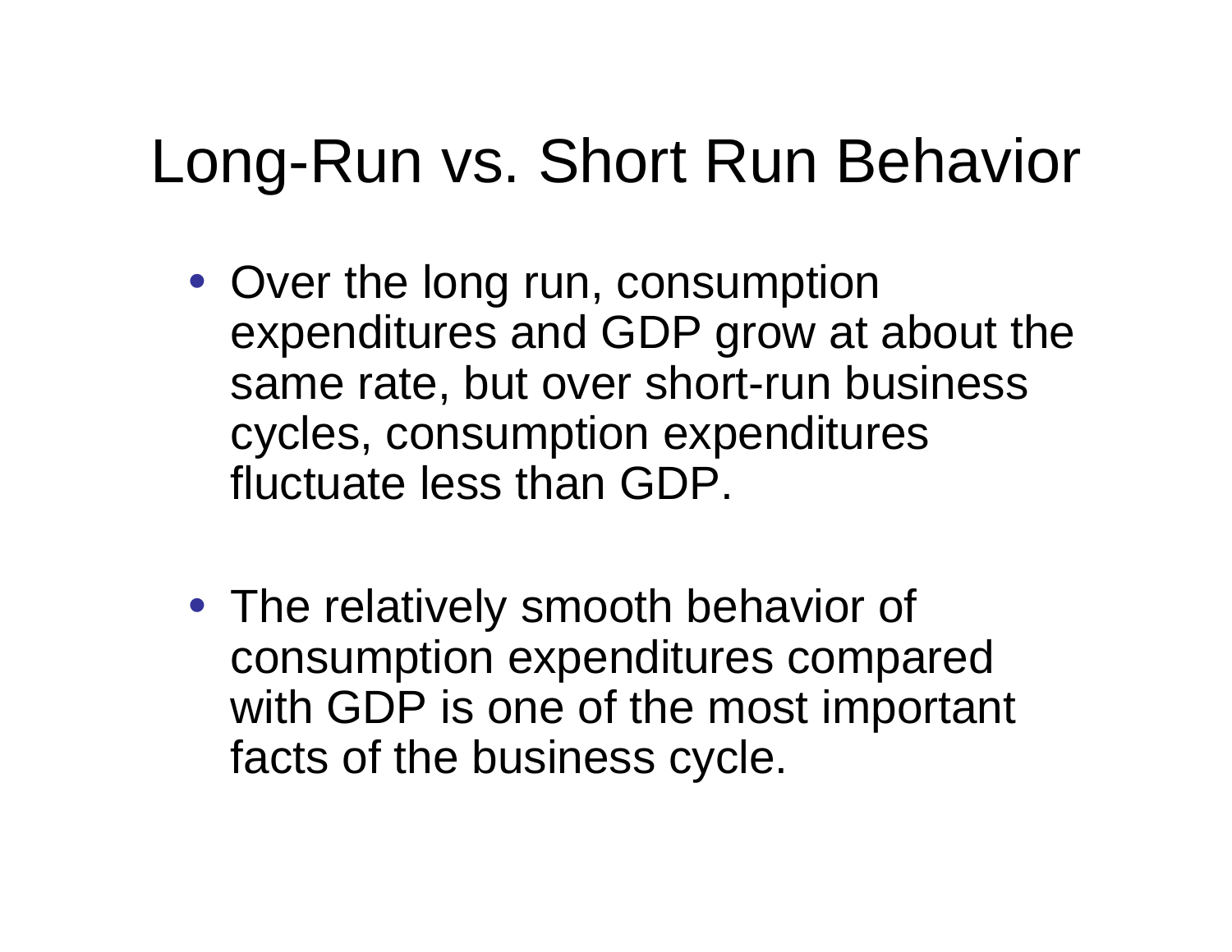# Long-Run vs. Short Run Behavior

- Over the long run, consumption expenditures and GDP grow at about the same rate, but over short-run business cycles, consumption expenditures fluctuate less than GDP.

- The relatively smooth behavior of consumption expenditures compared with GDP is one of the most important facts of the business cycle.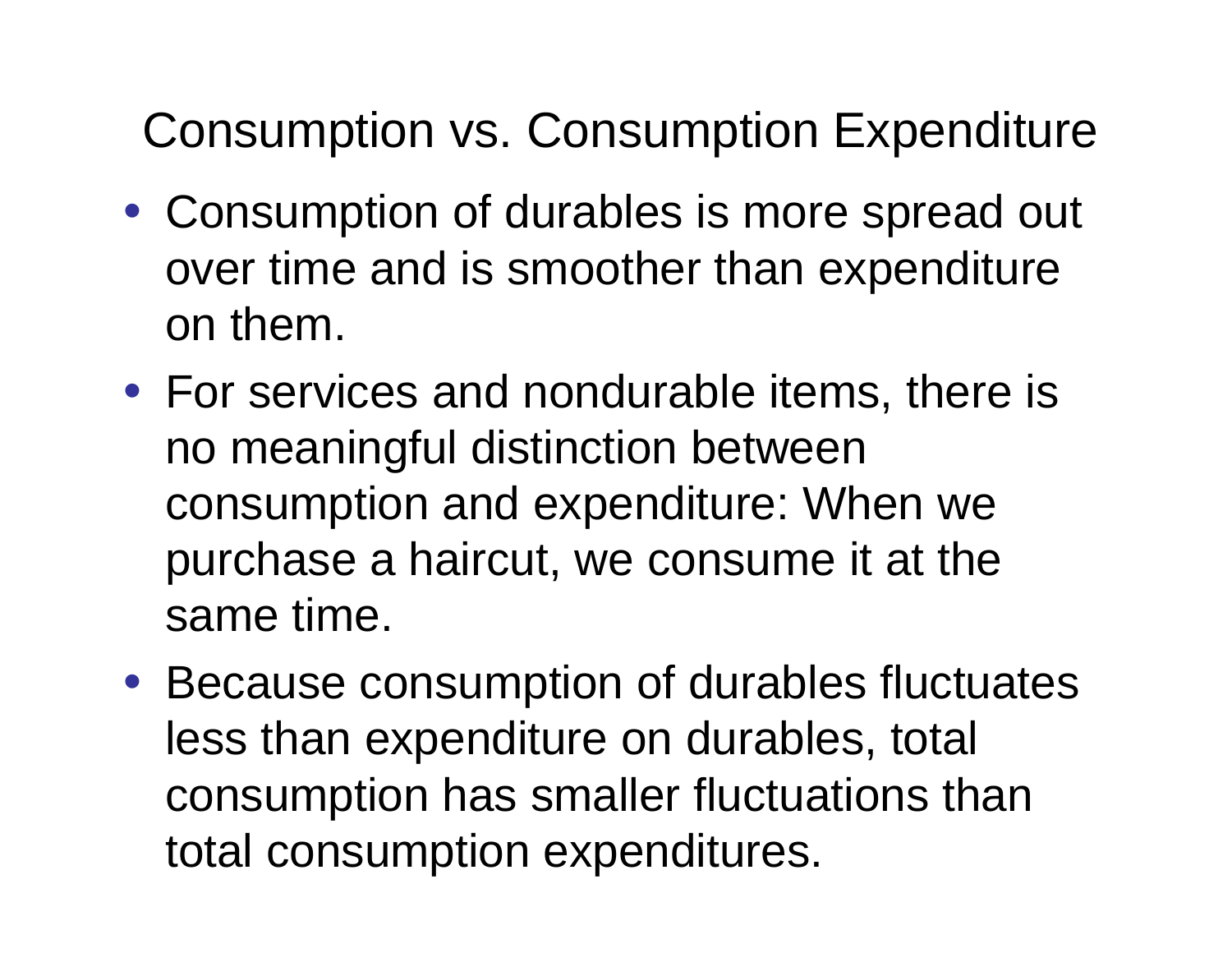# Consumption vs. Consumption Expenditure

- Consumption of durables is more spread out over time and is smoother than expenditure on them.
- For services and nondurable items, there is no meaningful distinction between consumption and expenditure: When we purchase a haircut, we consume it at the same time.
- Because consumption of durables fluctuates less than expenditure on durables, total consumption has smaller fluctuations than total consumption expenditures.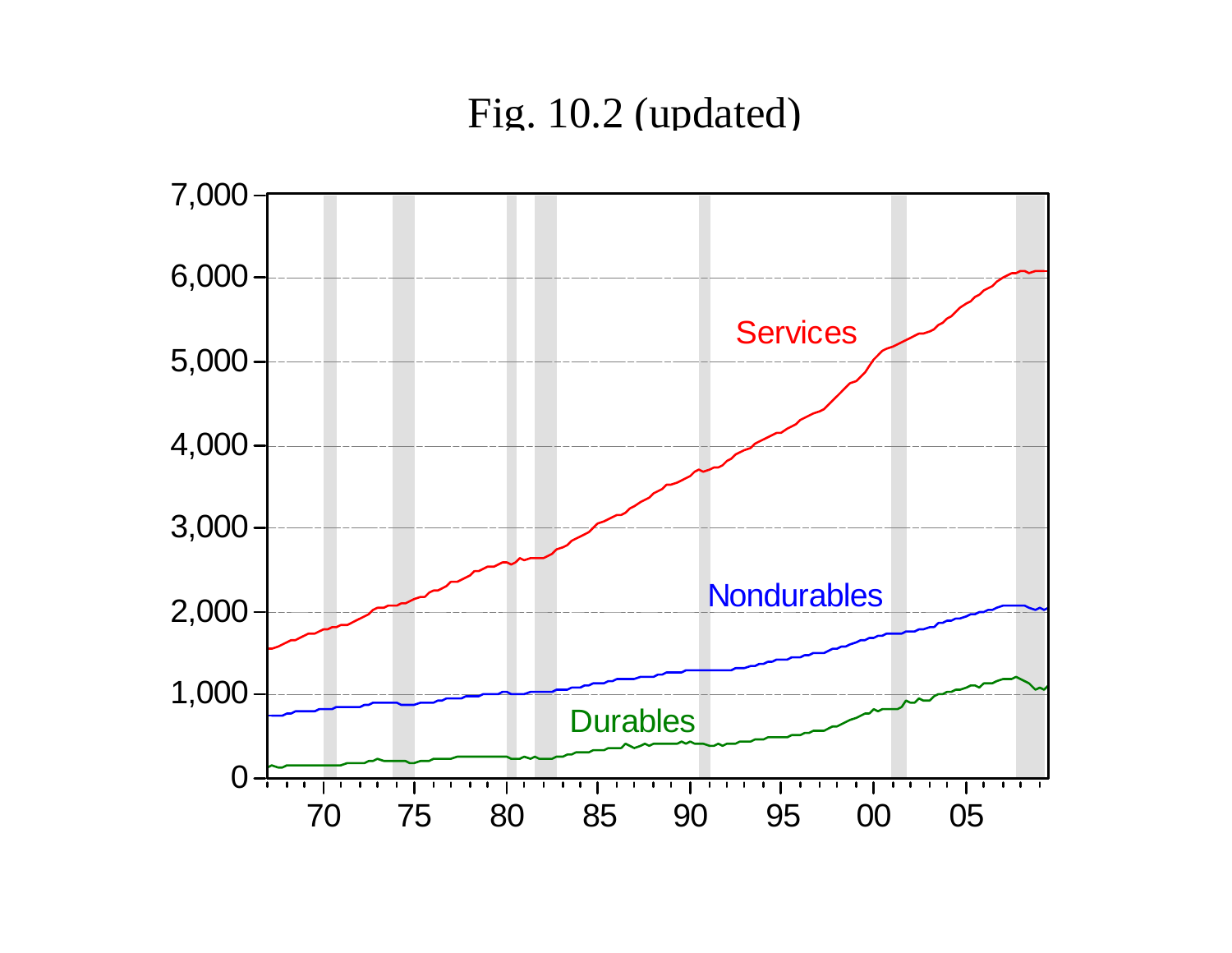Fig. 10.2 (updated)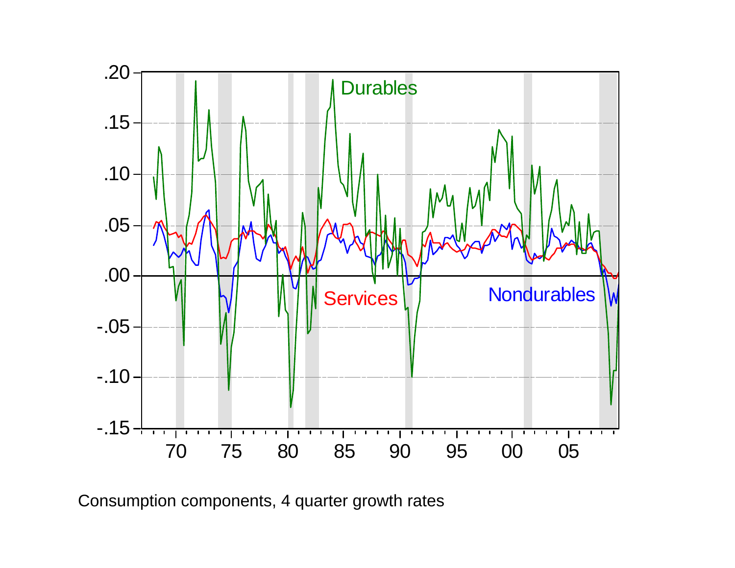Consumption components, 4 quarter growth rates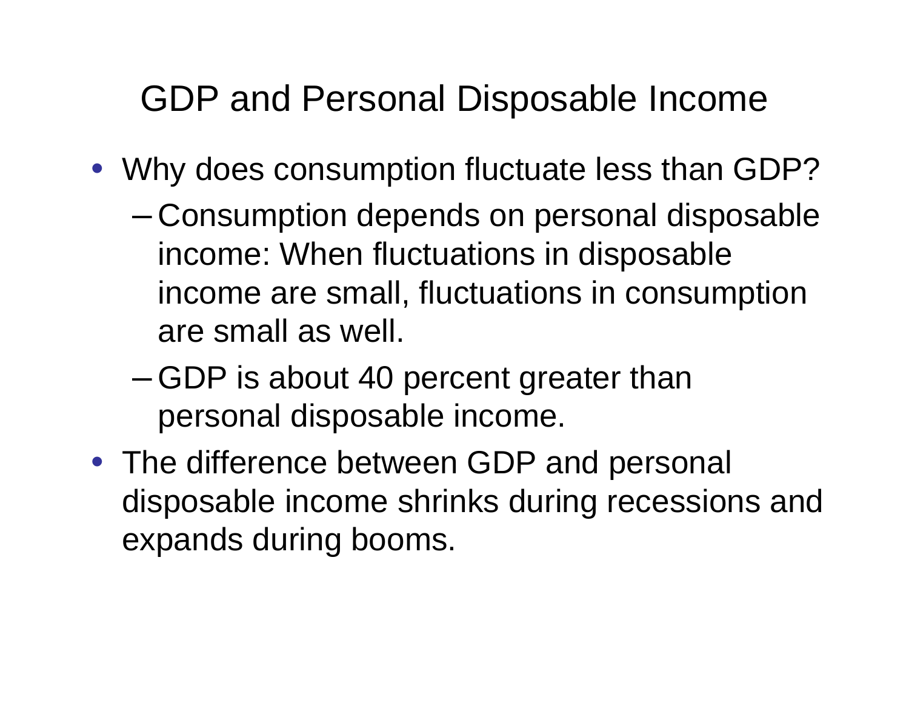# GDP and Personal Disposable Income

- Why does consumption fluctuate less than GDP?
  - Consumption depends on personal disposable income: When fluctuations in disposable income are small, fluctuations in consumption are small as well.
  - GDP is about 40 percent greater than personal disposable income.
- The difference between GDP and personal disposable income shrinks during recessions and expands during booms.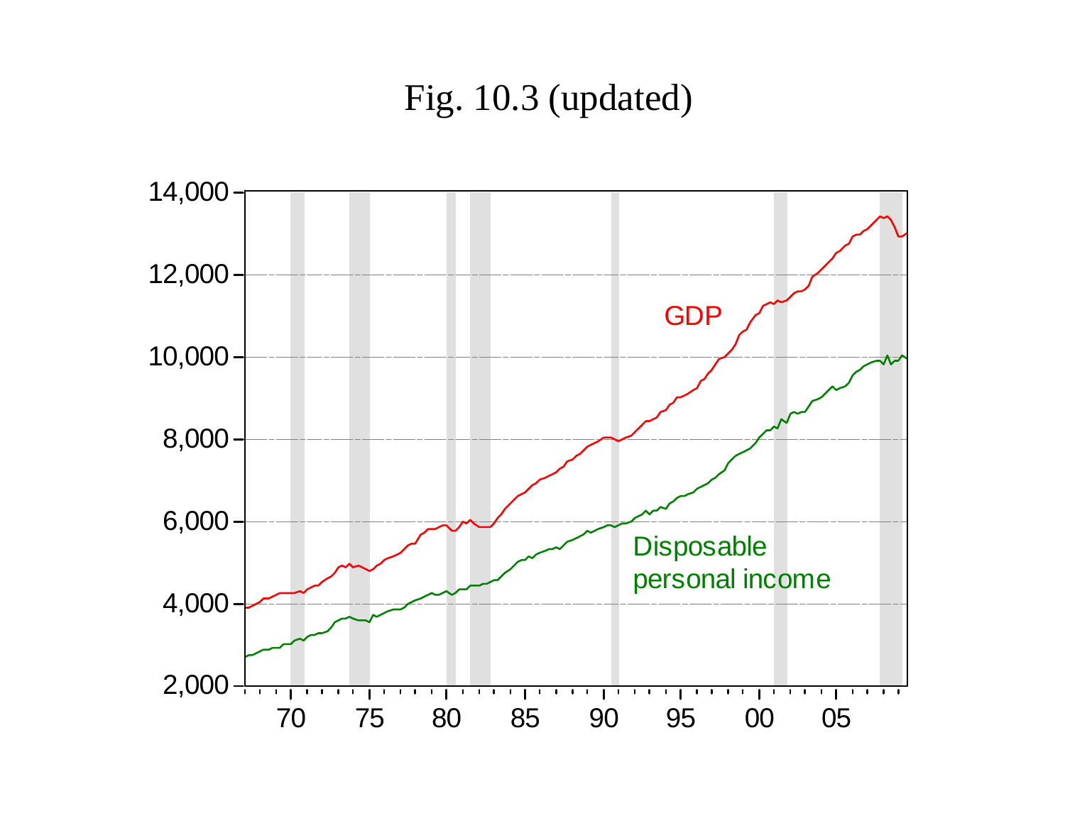# Fig. 10.3 (updated)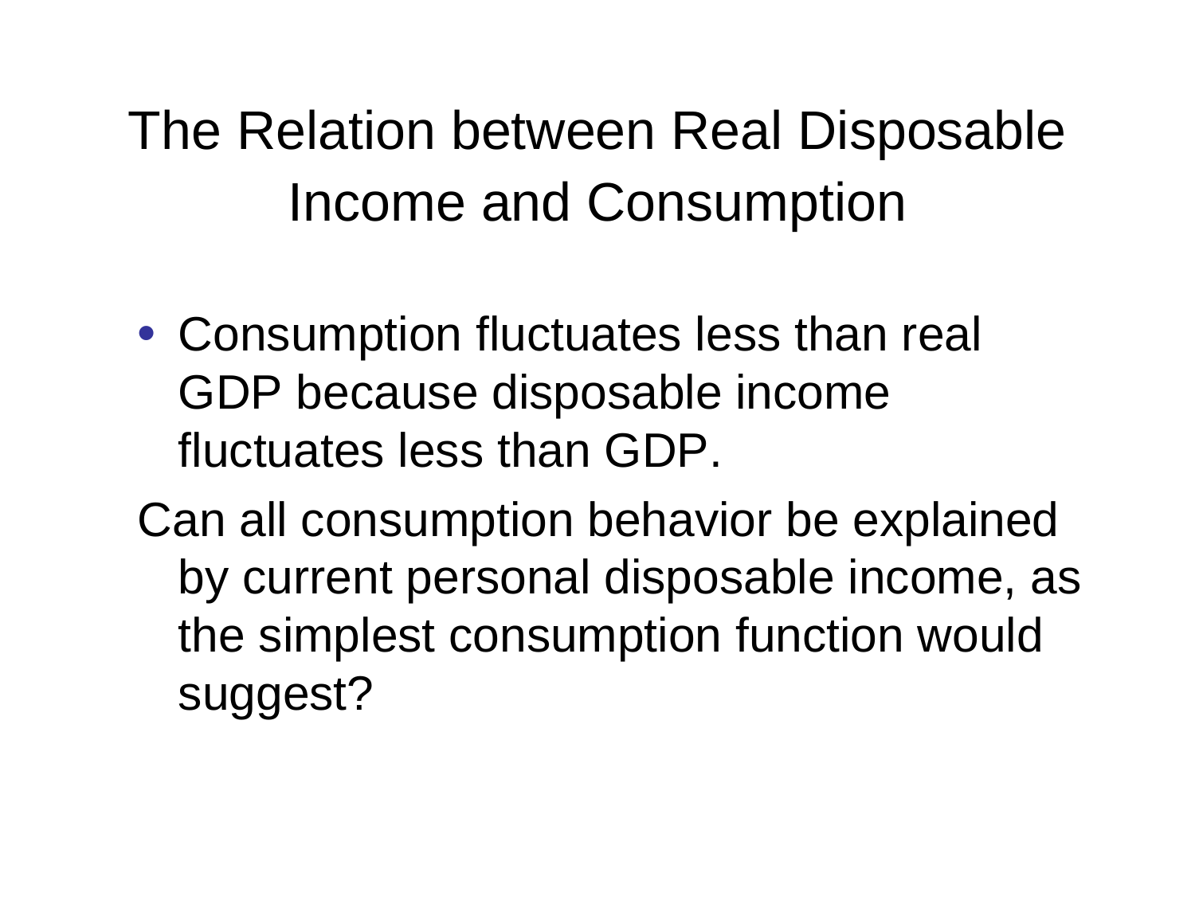# The Relation between Real Disposable Income and Consumption

- Consumption fluctuates less than real GDP because disposable income fluctuates less than GDP.

Can all consumption behavior be explained by current personal disposable income, as the simplest consumption function would suggest?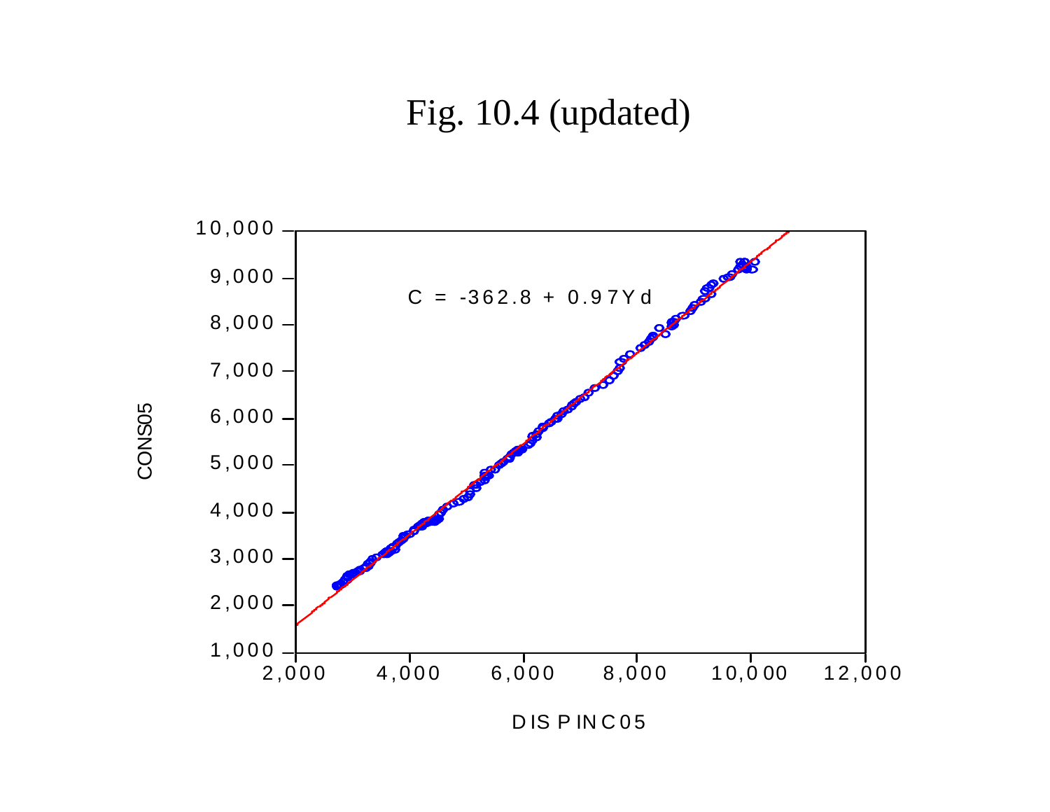# Fig. 10.4 (updated)

$C = -362.8 + 0.97Y_d$

CONS05

DISPINC05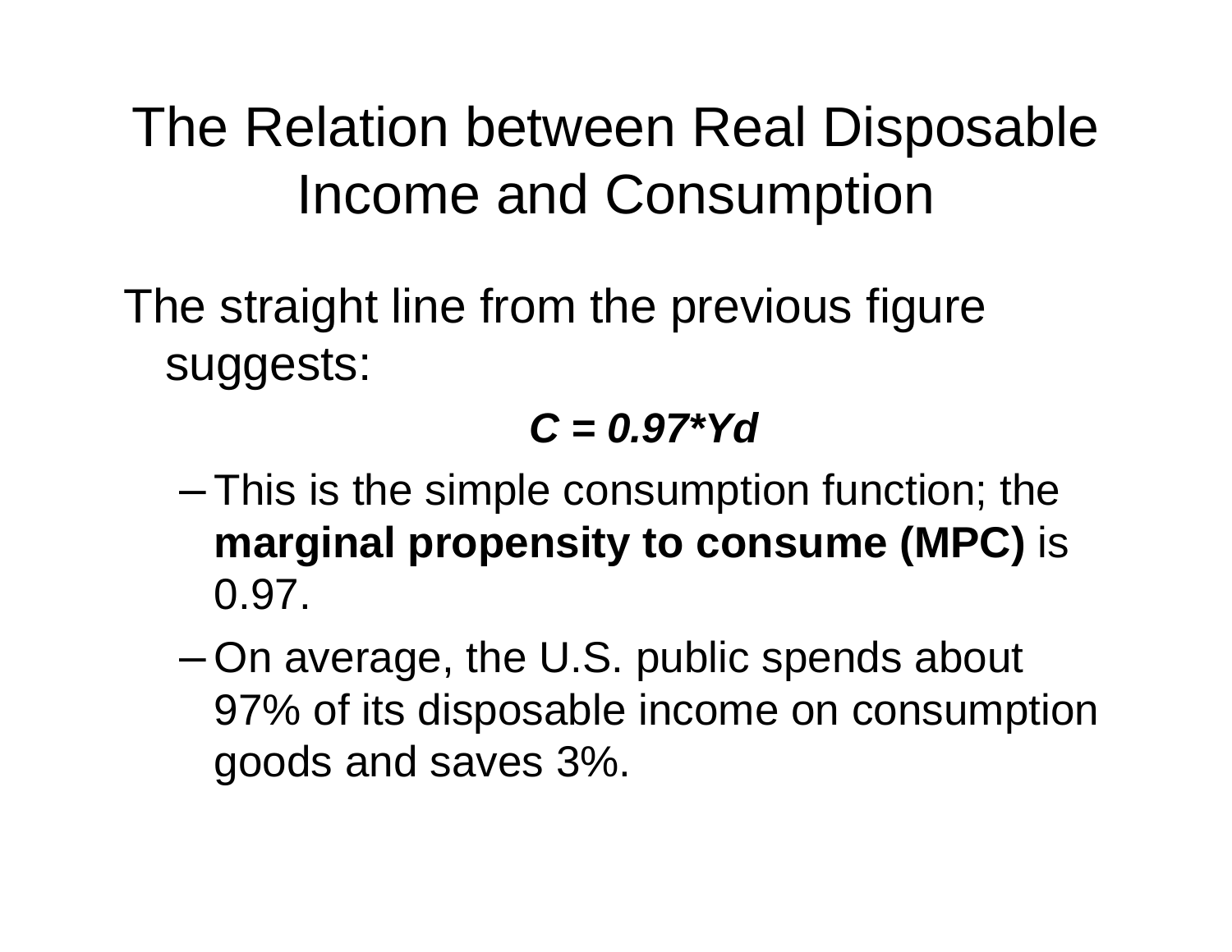# The Relation between Real Disposable Income and Consumption

The straight line from the previous figure suggests:

$$C = 0.97 * Yd$$

- This is the simple consumption function; the **marginal propensity to consume (MPC)** is 0.97.
- On average, the U.S. public spends about 97% of its disposable income on consumption goods and saves 3%.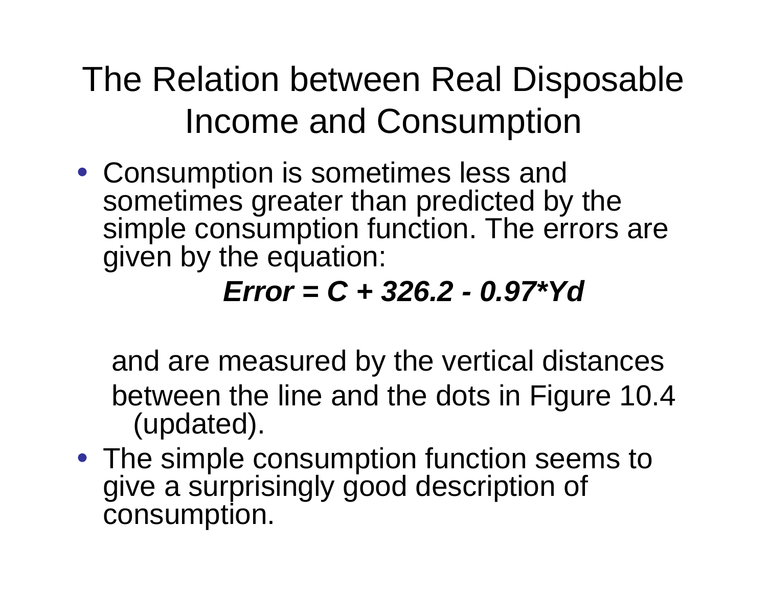# The Relation between Real Disposable Income and Consumption

- Consumption is sometimes less and sometimes greater than predicted by the simple consumption function. The errors are given by the equation:

$$\textit{Error} = C + 326.2 - 0.97 * Yd$$

  and are measured by the vertical distances between the line and the dots in Figure 10.4 (updated).

- The simple consumption function seems to give a surprisingly good description of consumption.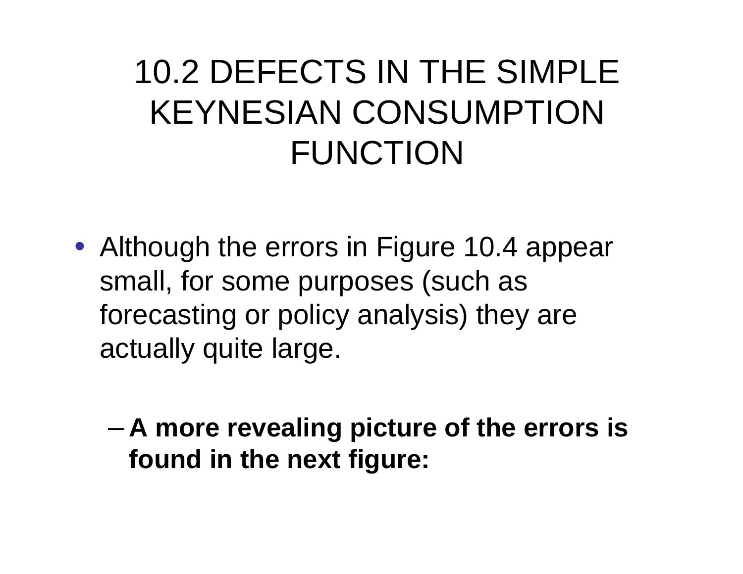# 10.2 DEFECTS IN THE SIMPLE KEYNESIAN CONSUMPTION FUNCTION

- Although the errors in Figure 10.4 appear small, for some purposes (such as forecasting or policy analysis) they are actually quite large.
  - **A more revealing picture of the errors is found in the next figure:**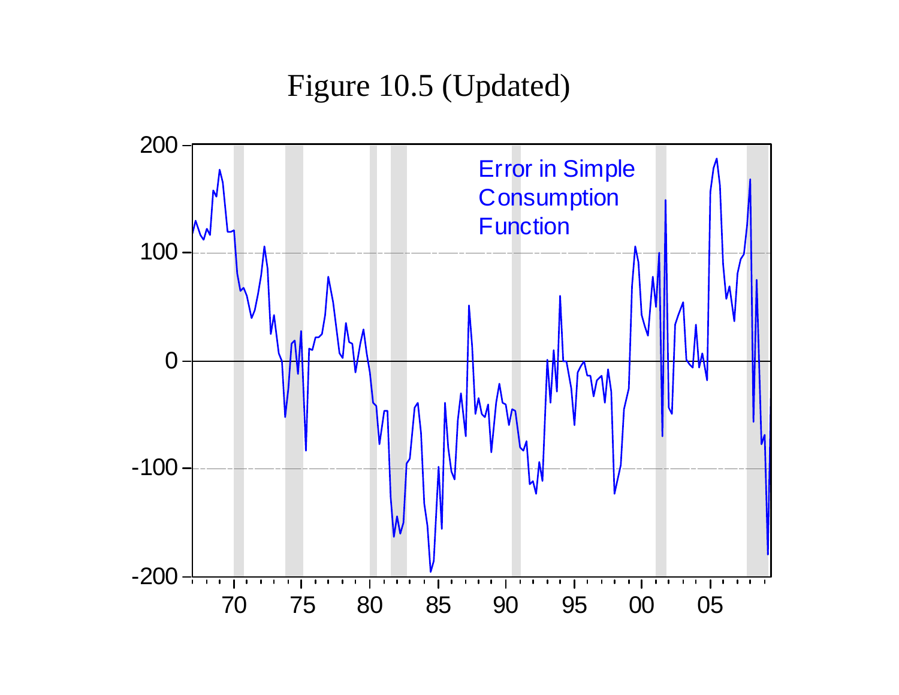# Figure 10.5 (Updated)

Error in Simple Consumption Function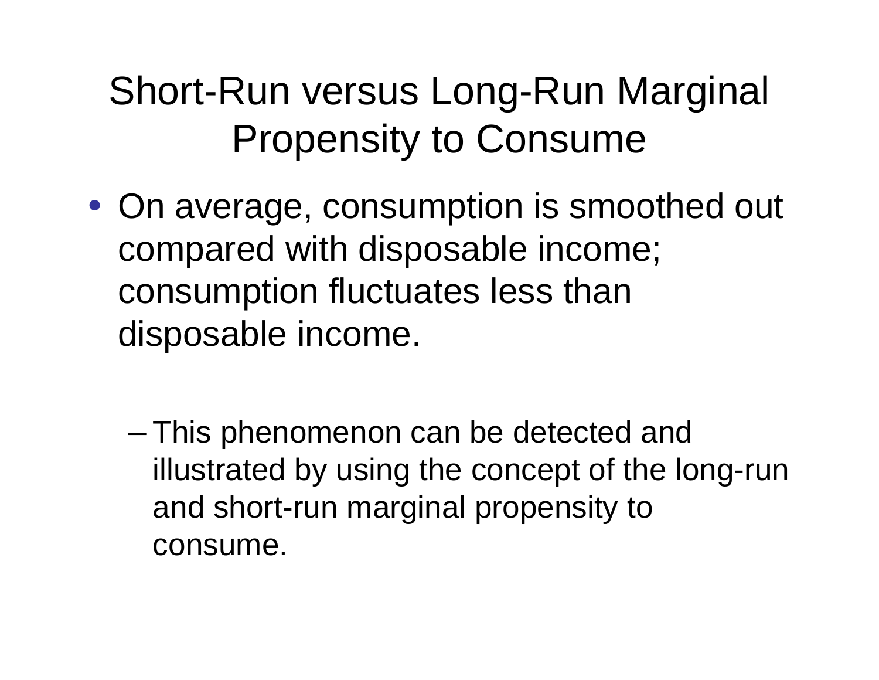# Short-Run versus Long-Run Marginal Propensity to Consume

- On average, consumption is smoothed out compared with disposable income; consumption fluctuates less than disposable income.
  - This phenomenon can be detected and illustrated by using the concept of the long-run and short-run marginal propensity to consume.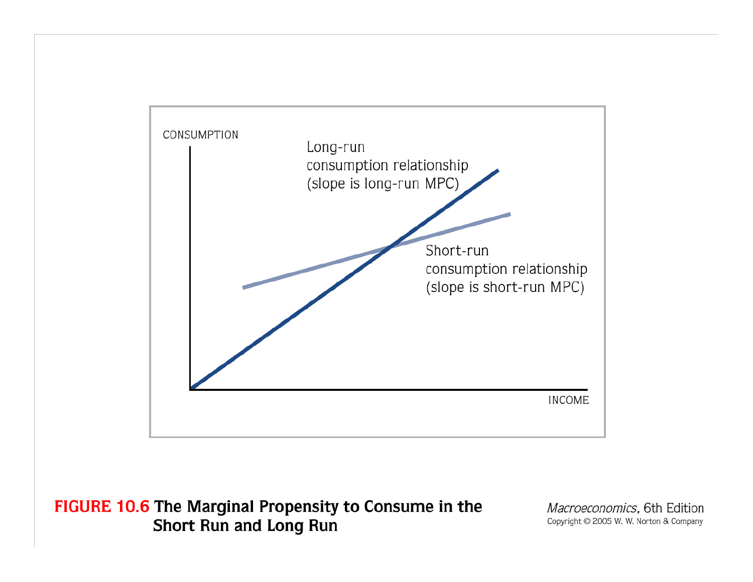CONSUMPTION

Long-run consumption relationship (slope is long-run MPC)

Short-run consumption relationship (slope is short-run MPC)

INCOME

**FIGURE 10.6 The Marginal Propensity to Consume in the Short Run and Long Run**

*Macroeconomics*, 6th Edition
Copyright © 2005 W. W. Norton & Company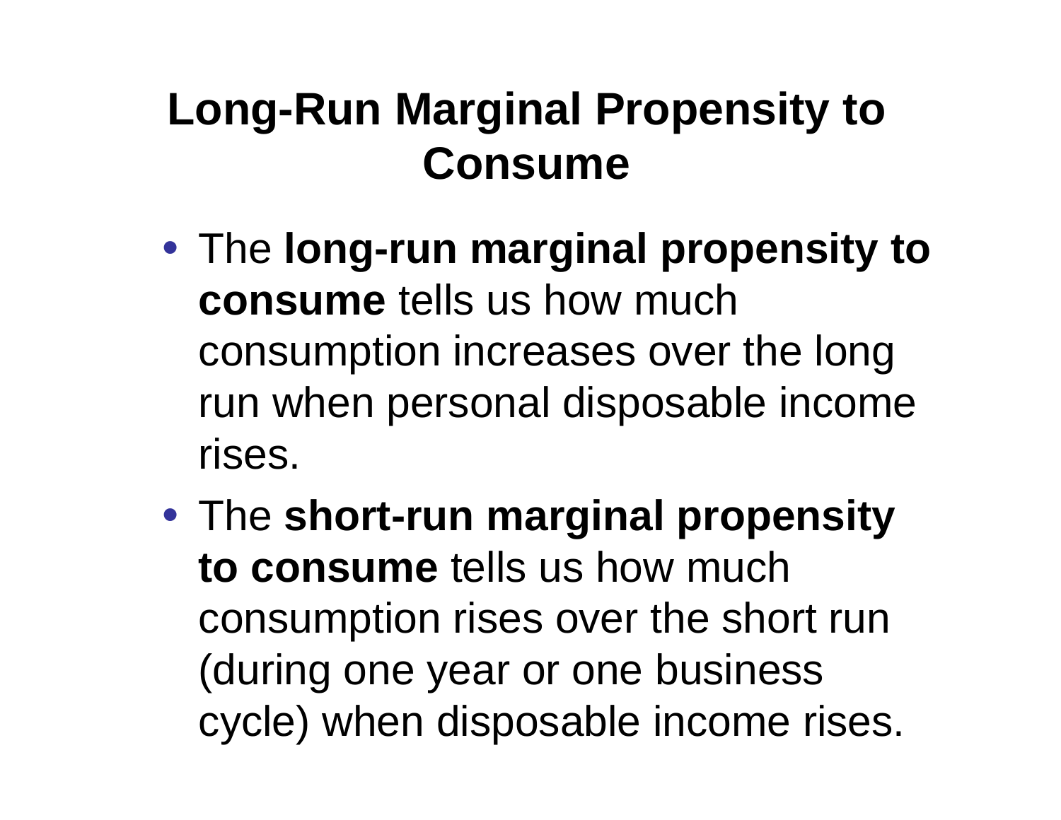# Long-Run Marginal Propensity to Consume

- The **long-run marginal propensity to consume** tells us how much consumption increases over the long run when personal disposable income rises.
- The **short-run marginal propensity to consume** tells us how much consumption rises over the short run (during one year or one business cycle) when disposable income rises.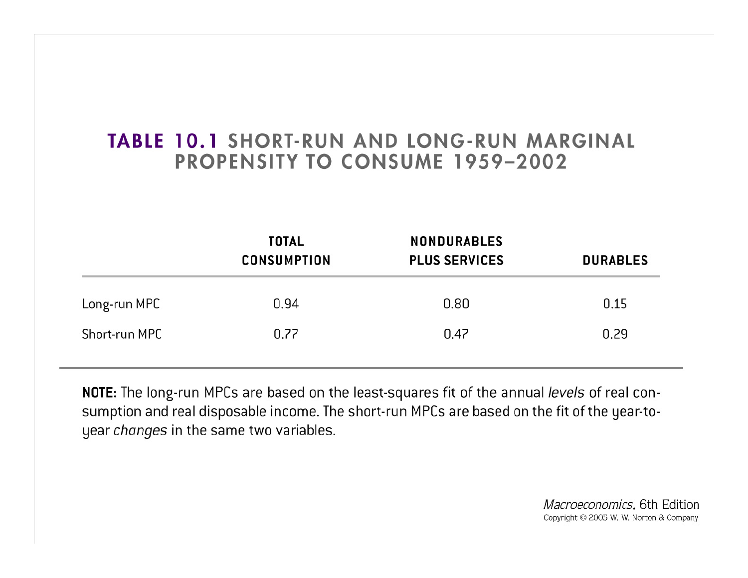## TABLE 10.1 SHORT-RUN AND LONG-RUN MARGINAL PROPENSITY TO CONSUME 1959–2002

| | TOTAL CONSUMPTION | NONDURABLES PLUS SERVICES | DURABLES |
|---|---|---|---|
| Long-run MPC | 0.94 | 0.80 | 0.15 |
| Short-run MPC | 0.77 | 0.47 | 0.29 |

**NOTE:** The long-run MPCs are based on the least-squares fit of the annual *levels* of real consumption and real disposable income. The short-run MPCs are based on the fit of the year-to-year *changes* in the same two variables.

*Macroeconomics*, 6th Edition
Copyright © 2005 W. W. Norton & Company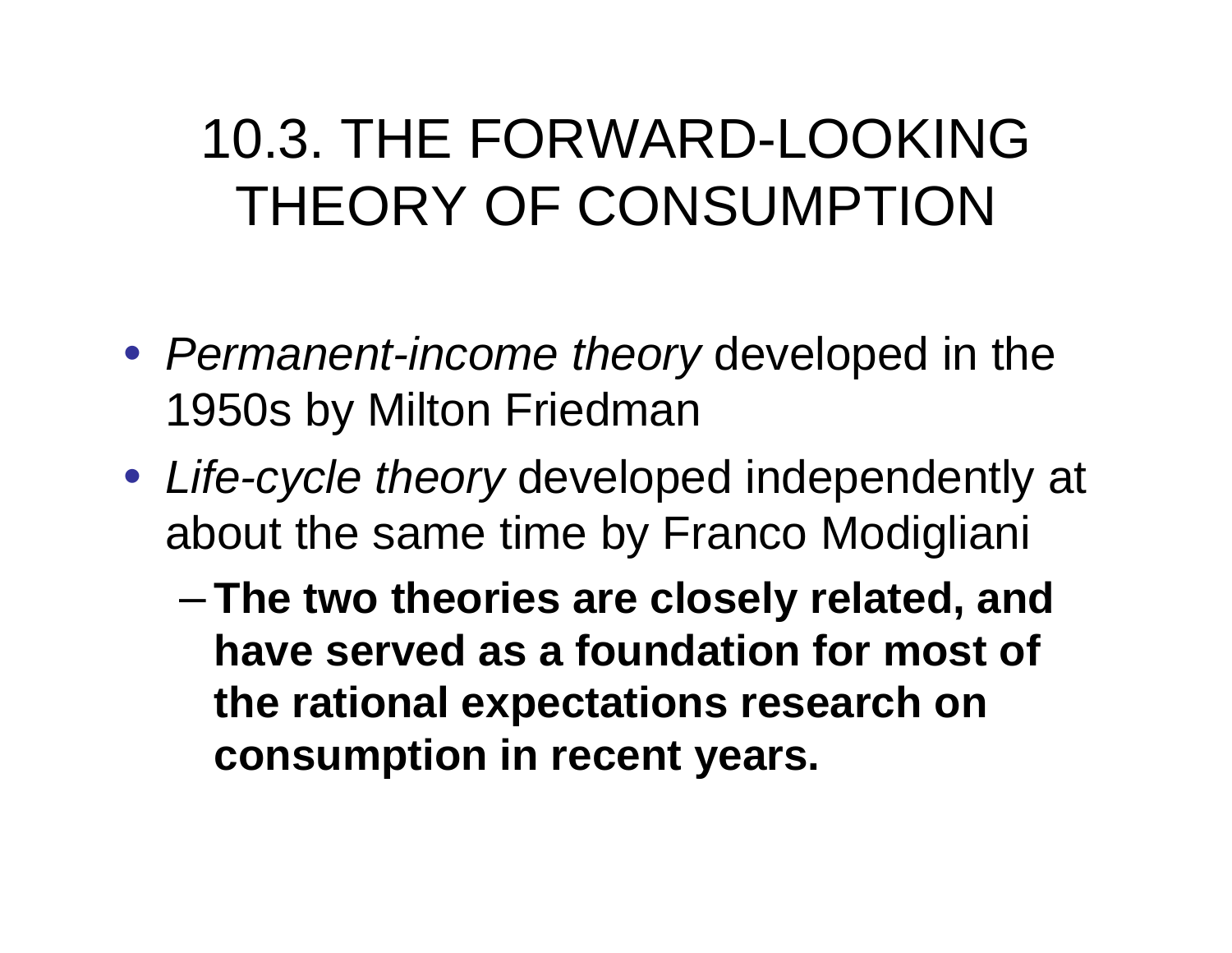# 10.3. THE FORWARD-LOOKING THEORY OF CONSUMPTION

- *Permanent-income theory* developed in the 1950s by Milton Friedman
- *Life-cycle theory* developed independently at about the same time by Franco Modigliani
  - **The two theories are closely related, and have served as a foundation for most of the rational expectations research on consumption in recent years.**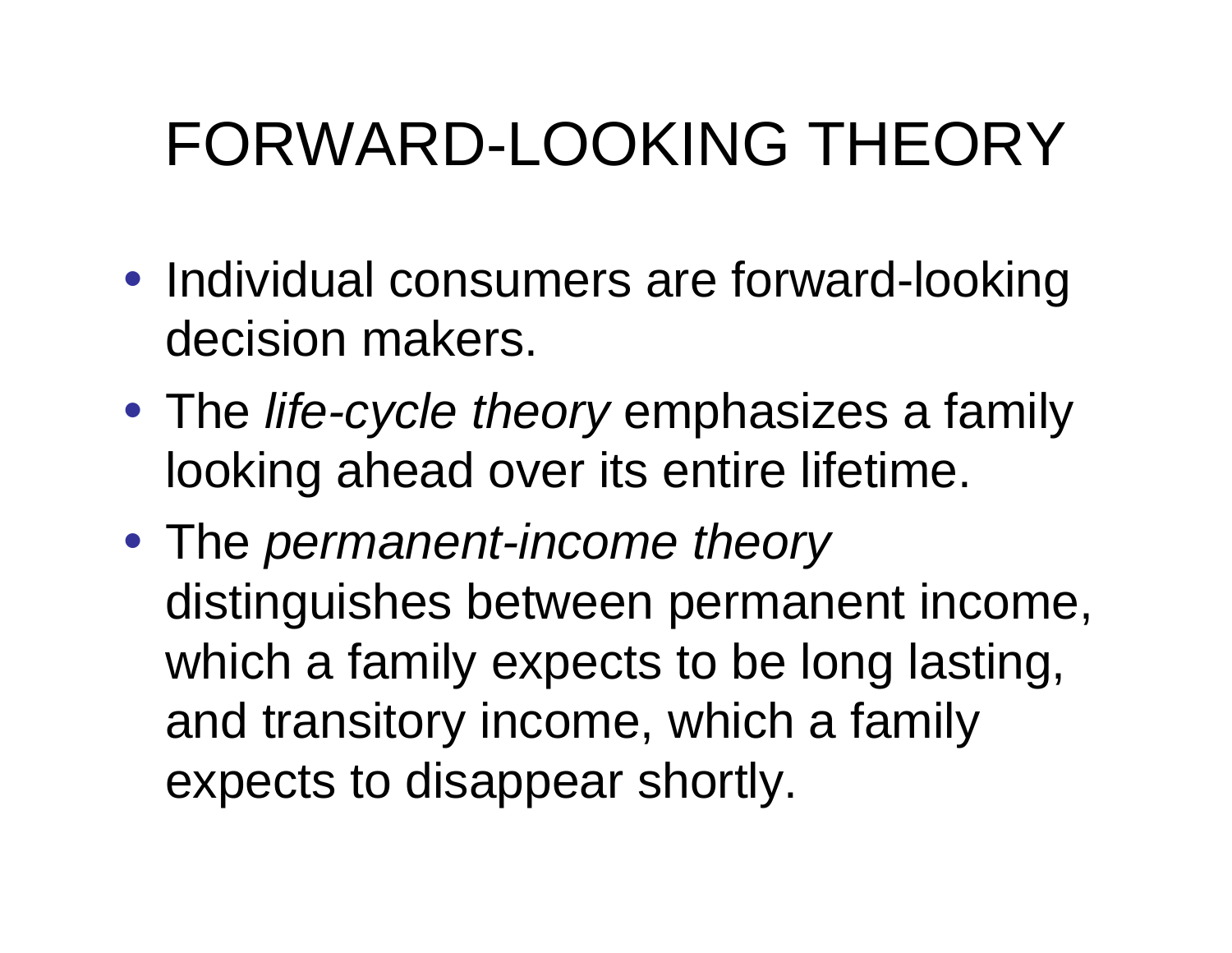# FORWARD-LOOKING THEORY

- Individual consumers are forward-looking decision makers.
- The *life-cycle theory* emphasizes a family looking ahead over its entire lifetime.
- The *permanent-income theory* distinguishes between permanent income, which a family expects to be long lasting, and transitory income, which a family expects to disappear shortly.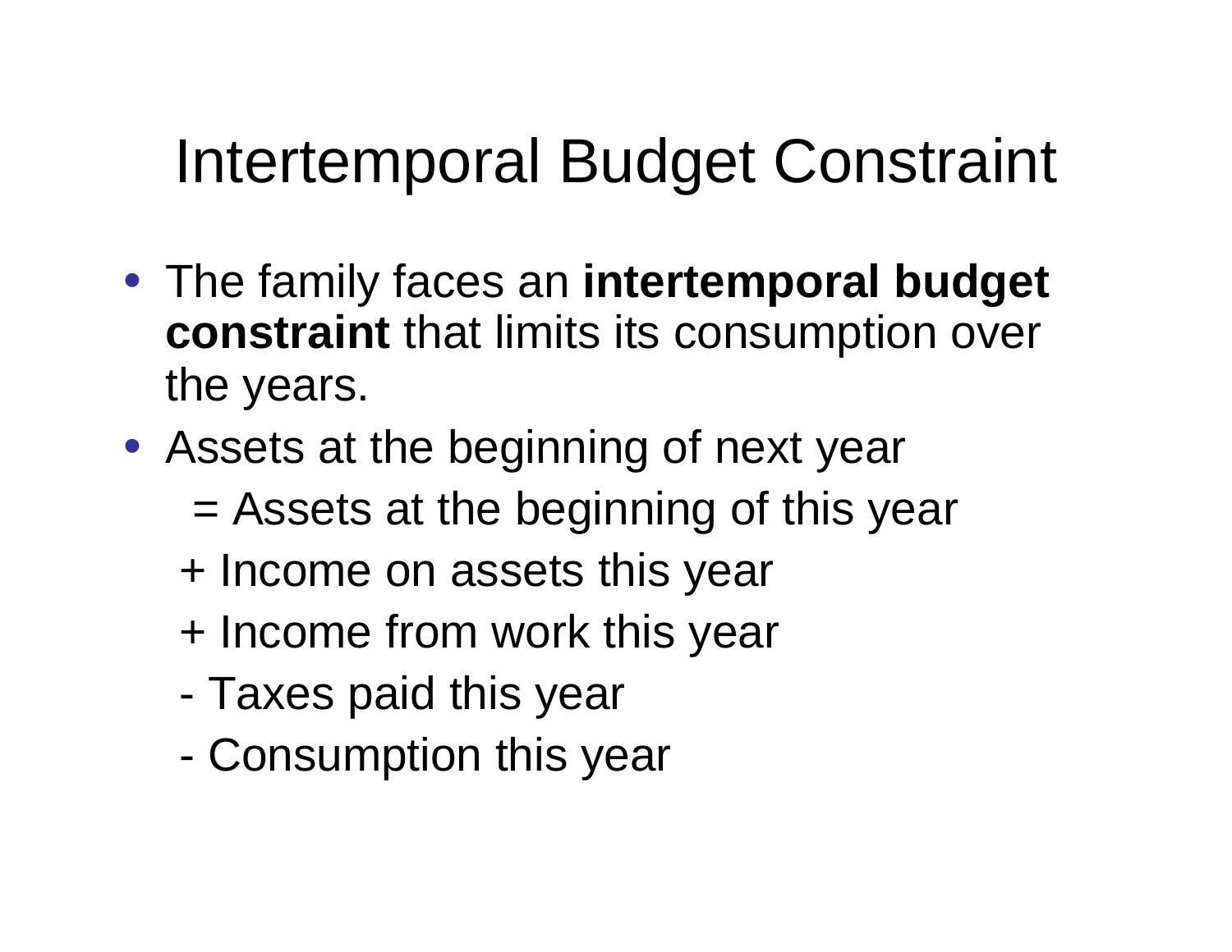# Intertemporal Budget Constraint

- The family faces an **intertemporal budget constraint** that limits its consumption over the years.
- Assets at the beginning of next year

  = Assets at the beginning of this year

  + Income on assets this year

  + Income from work this year

  - Taxes paid this year

  - Consumption this year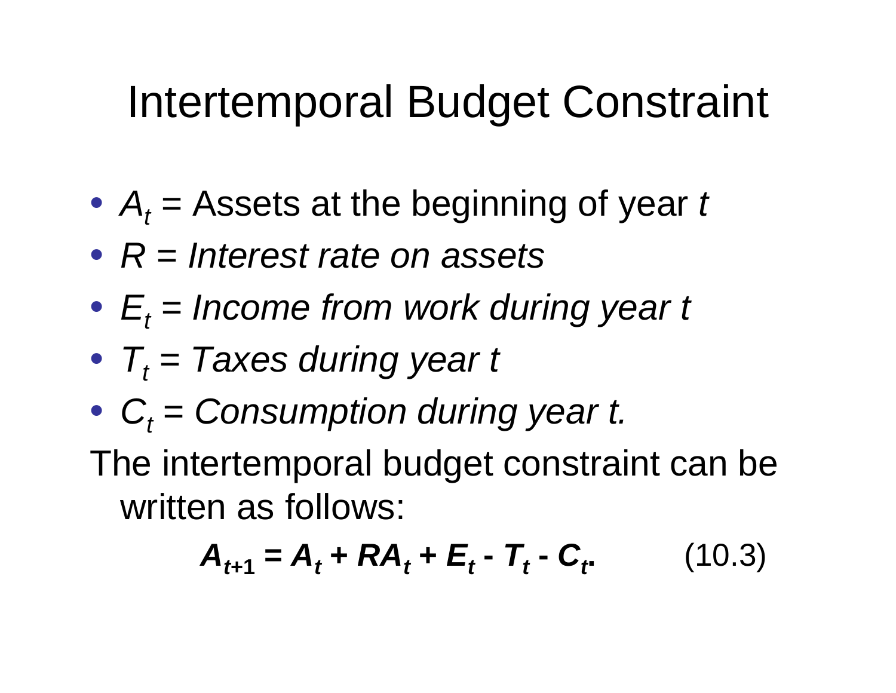# Intertemporal Budget Constraint

- $A_t$ = Assets at the beginning of year $t$
- *$R$ = Interest rate on assets*
- *$E_t$ = Income from work during year $t$*
- *$T_t$ = Taxes during year $t$*
- *$C_t$ = Consumption during year $t$.*

The intertemporal budget constraint can be written as follows:

$$\boldsymbol{A_{t+1} = A_t + RA_t + E_t - T_t - C_t.} \qquad (10.3)$$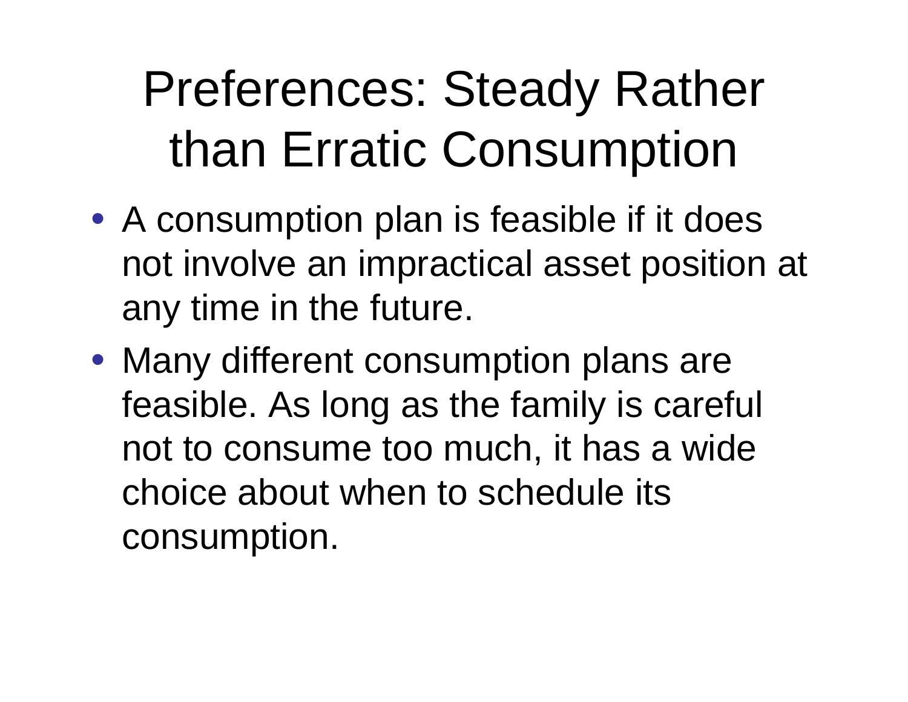# Preferences: Steady Rather than Erratic Consumption

- A consumption plan is feasible if it does not involve an impractical asset position at any time in the future.
- Many different consumption plans are feasible. As long as the family is careful not to consume too much, it has a wide choice about when to schedule its consumption.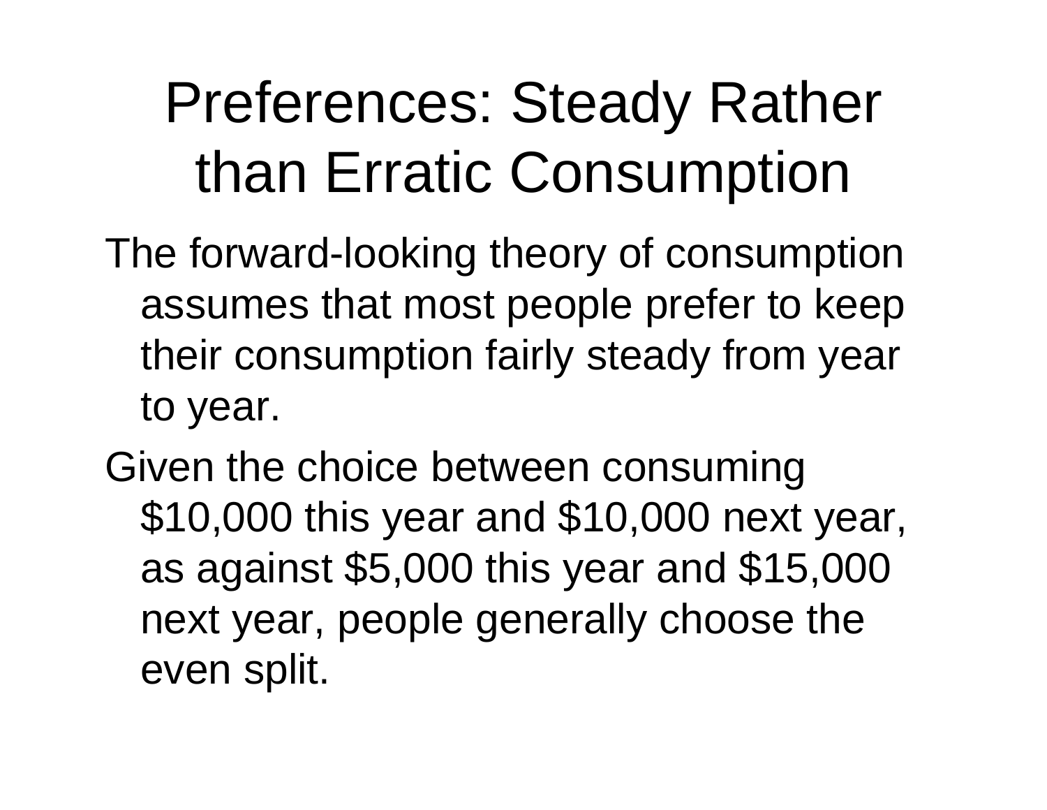# Preferences: Steady Rather than Erratic Consumption

The forward-looking theory of consumption assumes that most people prefer to keep their consumption fairly steady from year to year.

Given the choice between consuming $10,000 this year and $10,000 next year, as against $5,000 this year and $15,000 next year, people generally choose the even split.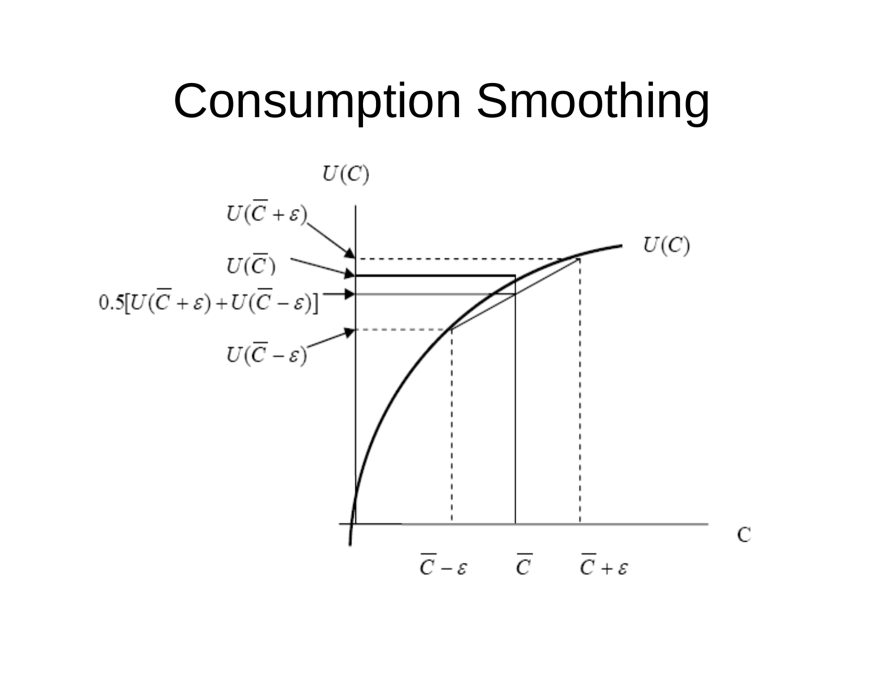# Consumption Smoothing

$U(C)$

$U(\overline{C}+\varepsilon)$

$U(\overline{C})$

$0.5[U(\overline{C}+\varepsilon)+U(\overline{C}-\varepsilon)]$

$U(\overline{C}-\varepsilon)$

$U(C)$

C

$\overline{C}-\varepsilon$ $\quad \overline{C} \quad$ $\overline{C}+\varepsilon$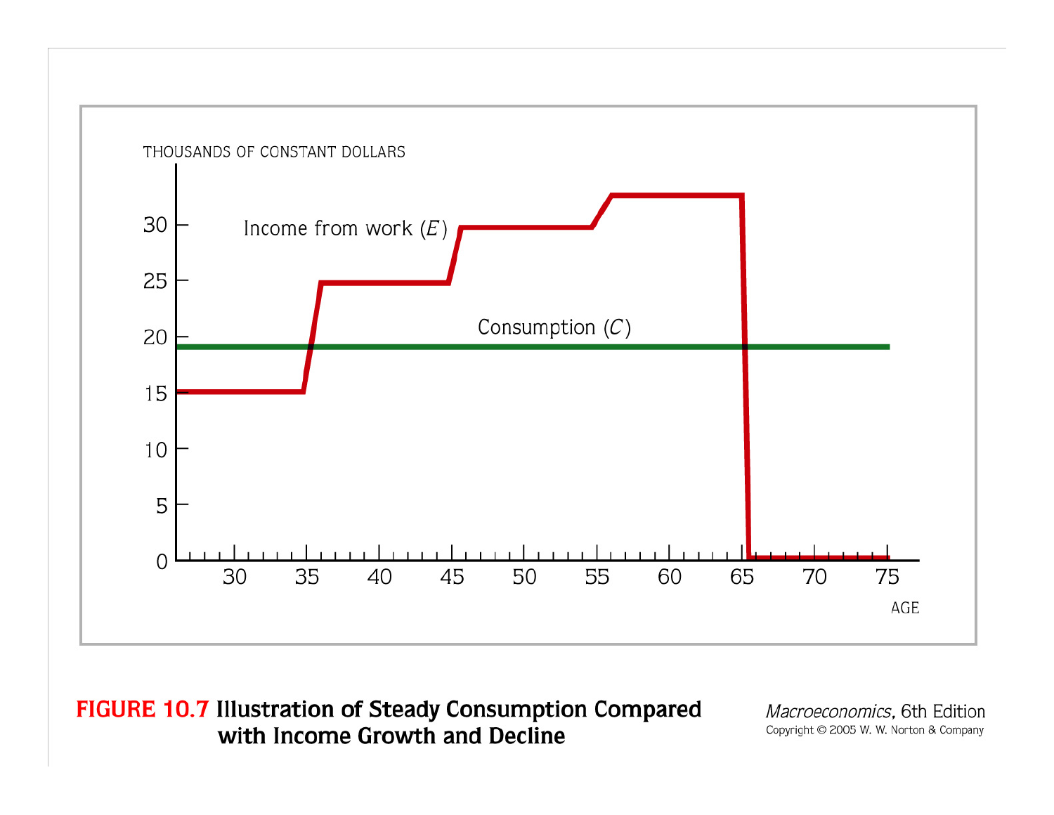THOUSANDS OF CONSTANT DOLLARS

Income from work ($E$)

Consumption ($C$)

AGE

**FIGURE 10.7 Illustration of Steady Consumption Compared with Income Growth and Decline**

*Macroeconomics*, 6th Edition
Copyright © 2005 W. W. Norton & Company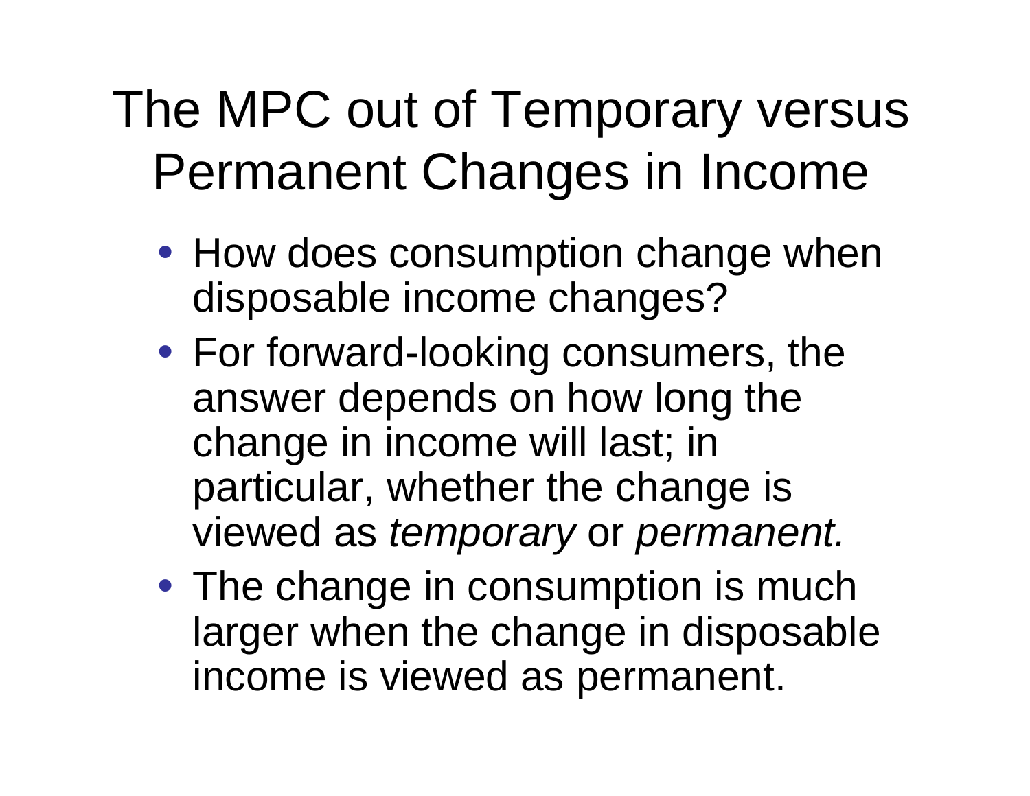# The MPC out of Temporary versus Permanent Changes in Income

- How does consumption change when disposable income changes?
- For forward-looking consumers, the answer depends on how long the change in income will last; in particular, whether the change is viewed as *temporary* or *permanent.*
- The change in consumption is much larger when the change in disposable income is viewed as permanent.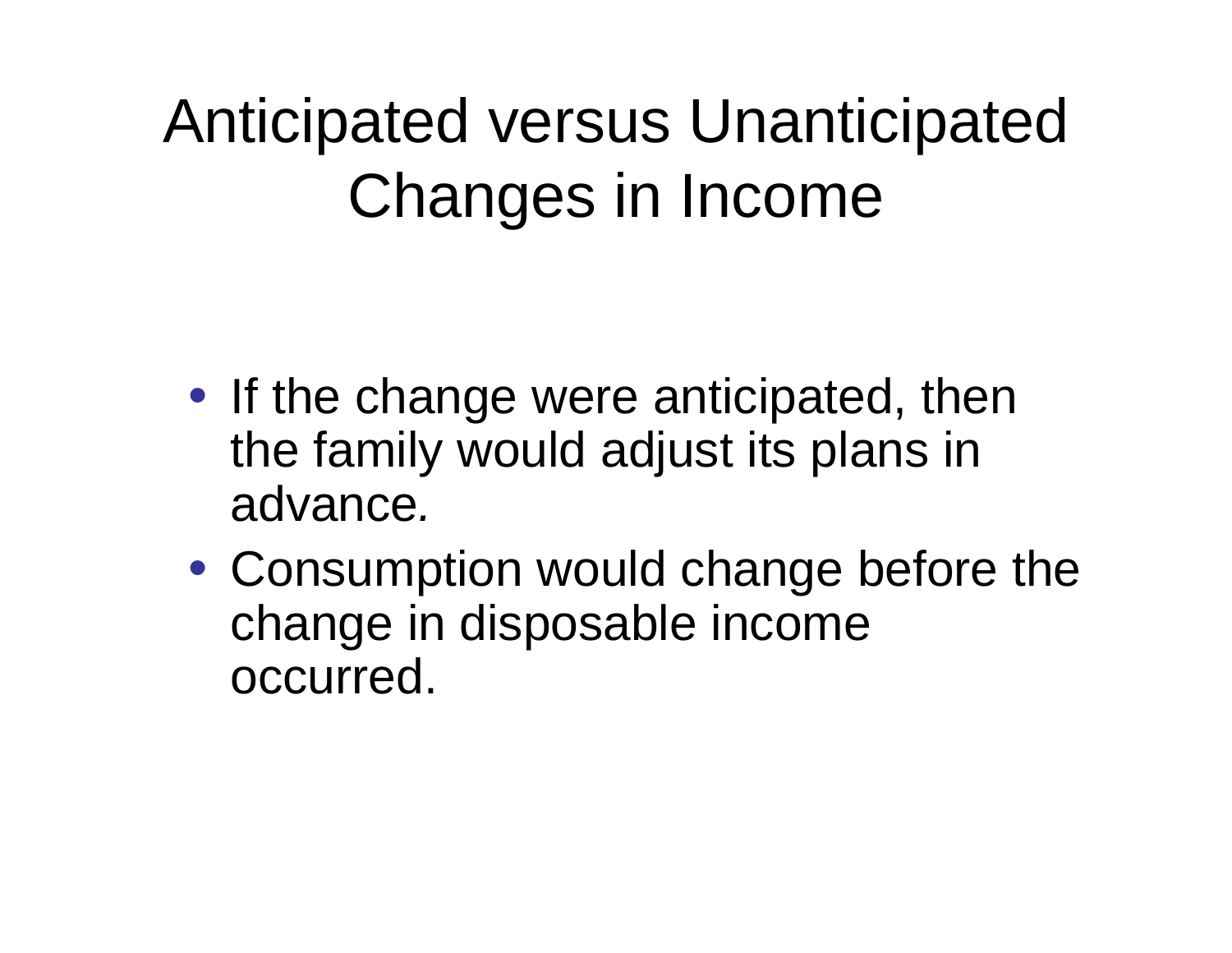# Anticipated versus Unanticipated Changes in Income

- If the change were anticipated, then the family would adjust its plans in advance.
- Consumption would change before the change in disposable income occurred.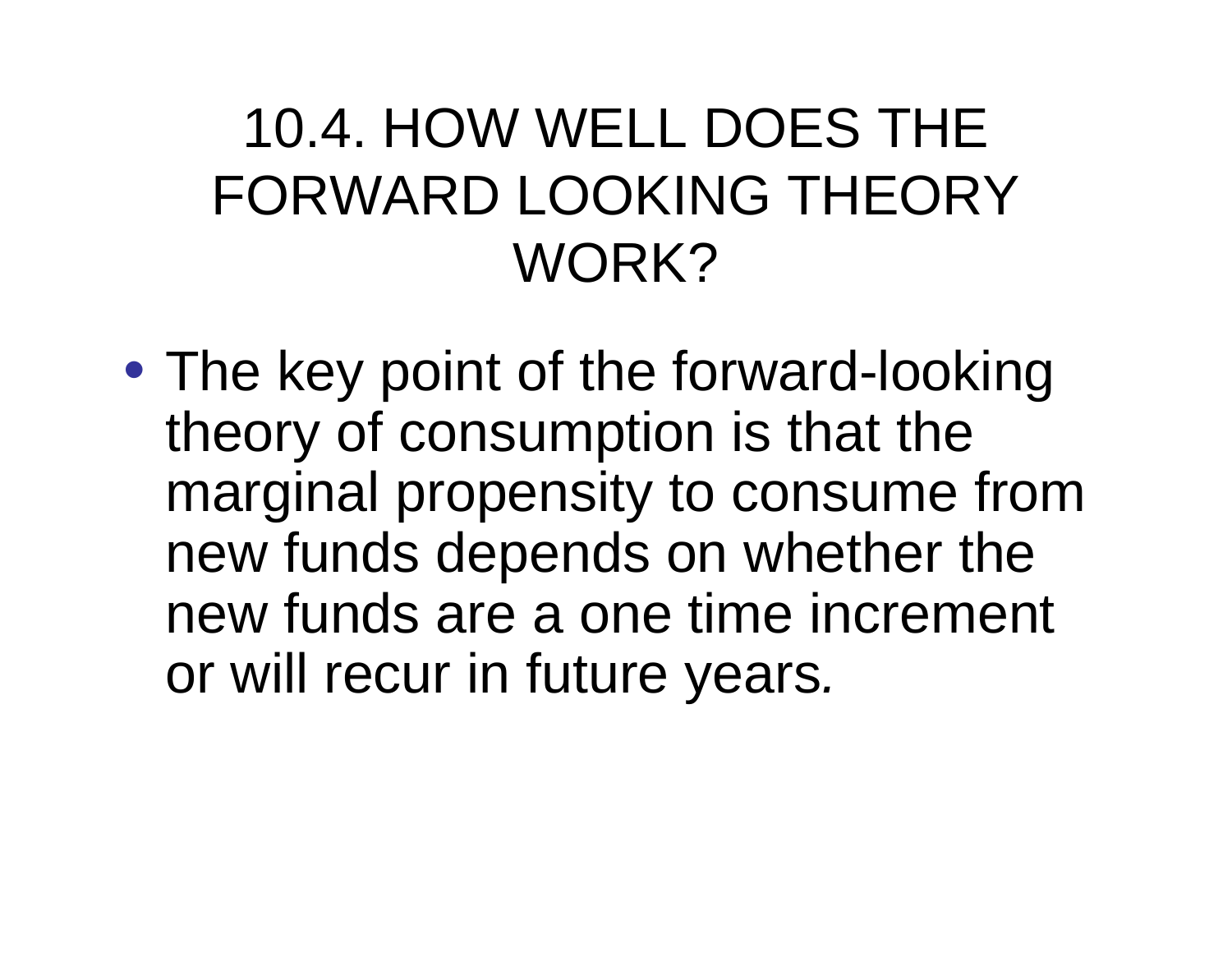# 10.4. HOW WELL DOES THE FORWARD LOOKING THEORY WORK?

- The key point of the forward-looking theory of consumption is that the marginal propensity to consume from new funds depends on whether the new funds are a one time increment or will recur in future years.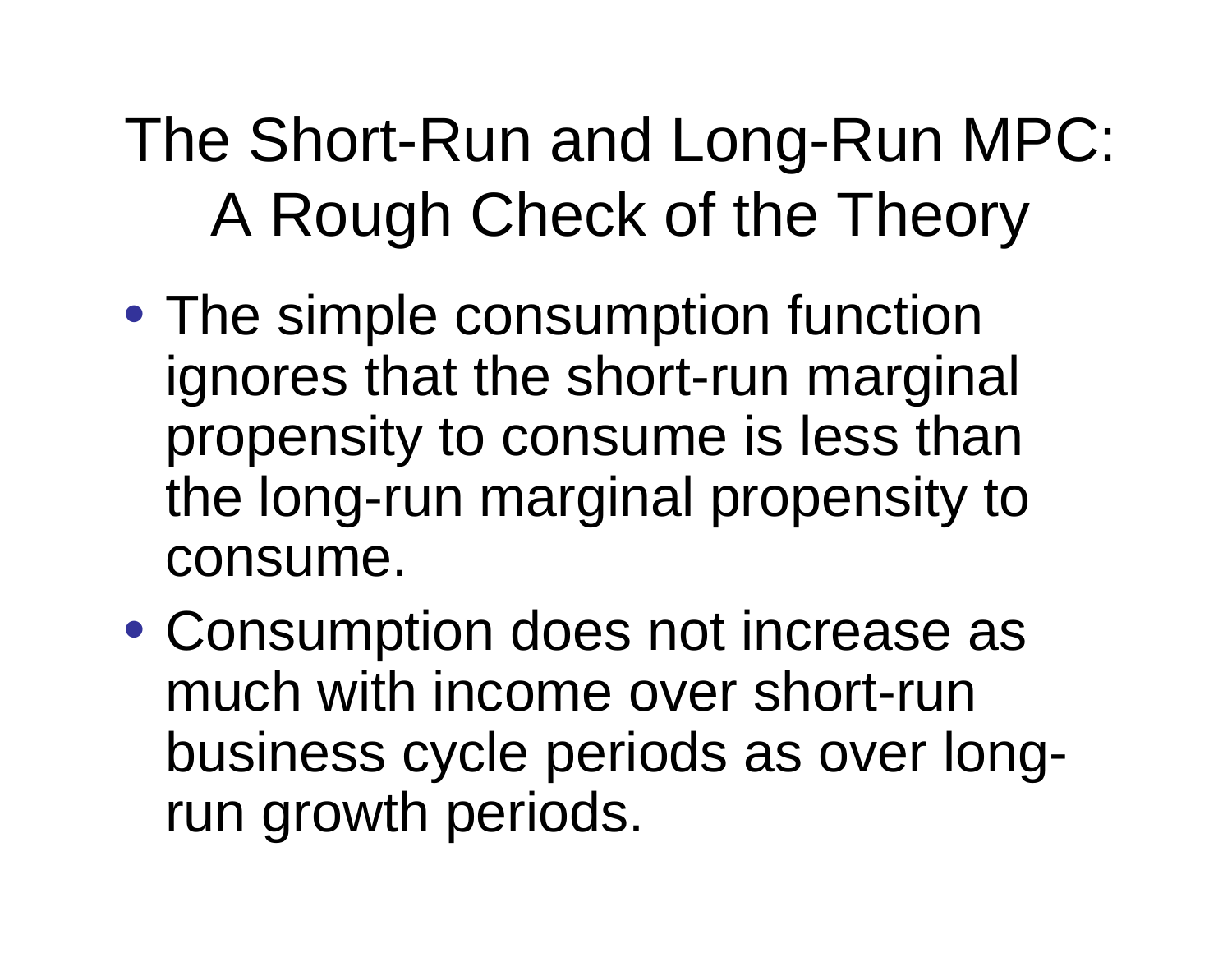# The Short-Run and Long-Run MPC: A Rough Check of the Theory

- The simple consumption function ignores that the short-run marginal propensity to consume is less than the long-run marginal propensity to consume.
- Consumption does not increase as much with income over short-run business cycle periods as over long-run growth periods.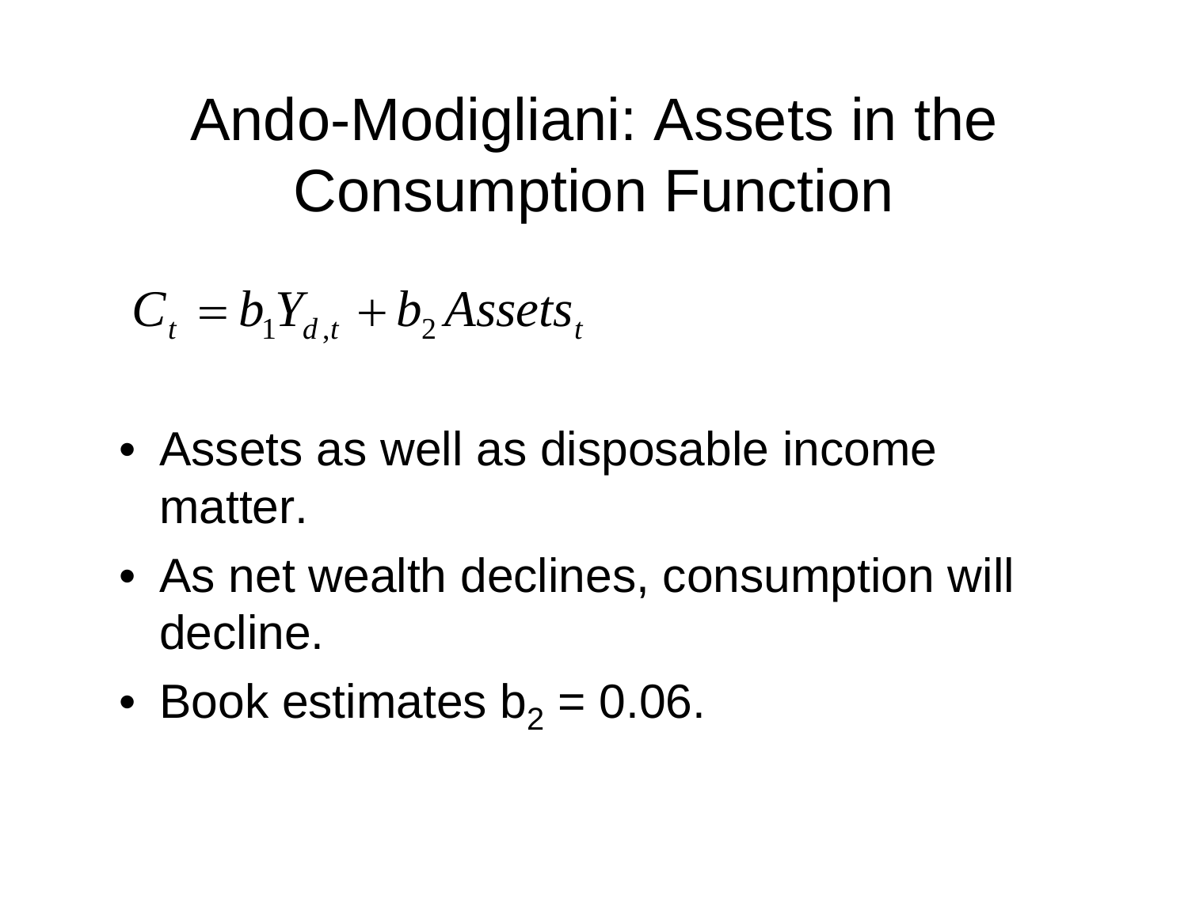# Ando-Modigliani: Assets in the Consumption Function

$$C_t = b_1 Y_{d,t} + b_2 Assets_t$$

- Assets as well as disposable income matter.
- As net wealth declines, consumption will decline.
- Book estimates $b_2 = 0.06$.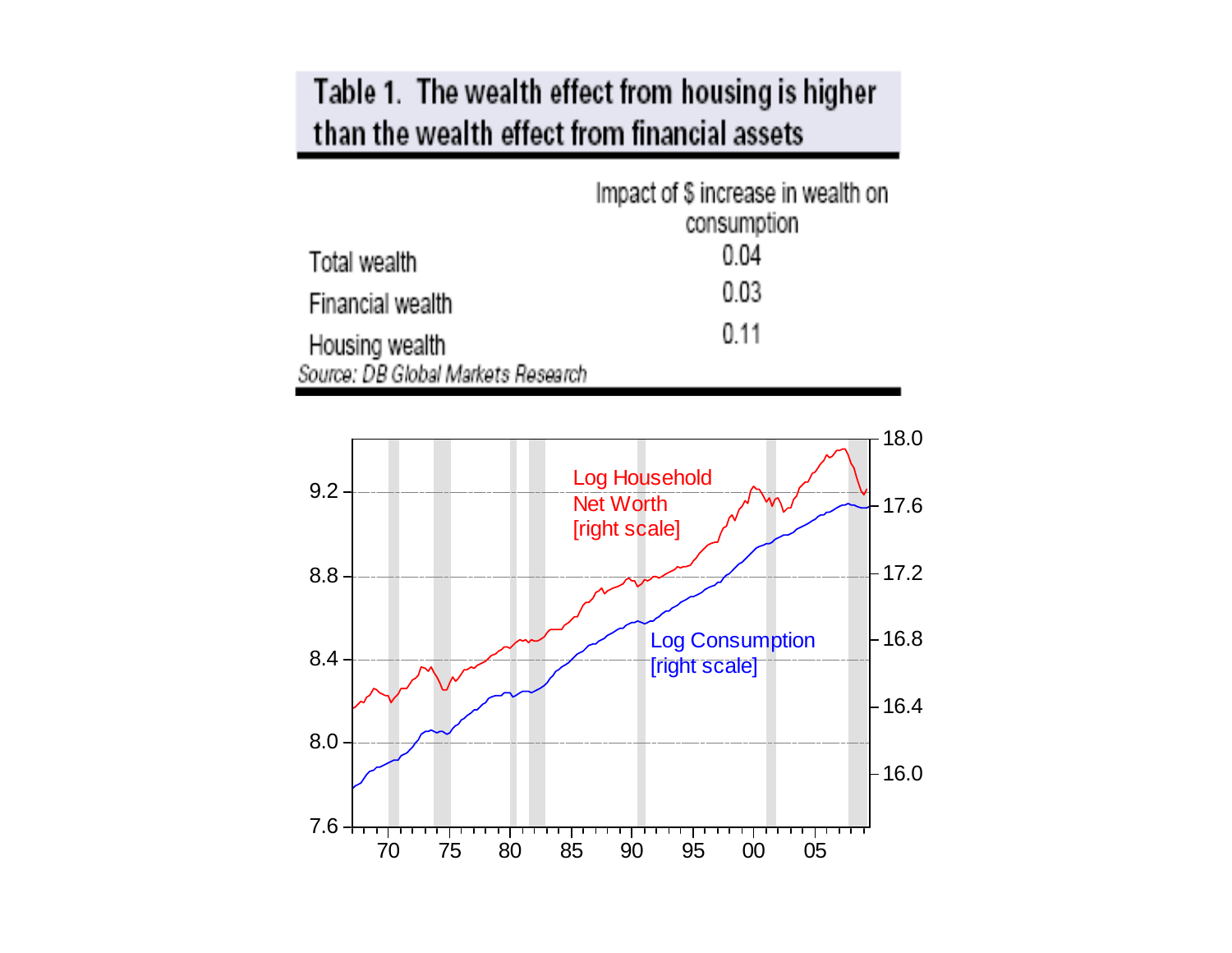## Table 1. The wealth effect from housing is higher than the wealth effect from financial assets

| | Impact of $ increase in wealth on consumption |
|---|---|
| Total wealth | 0.04 |
| Financial wealth | 0.03 |
| Housing wealth | 0.11 |

*Source: DB Global Markets Research*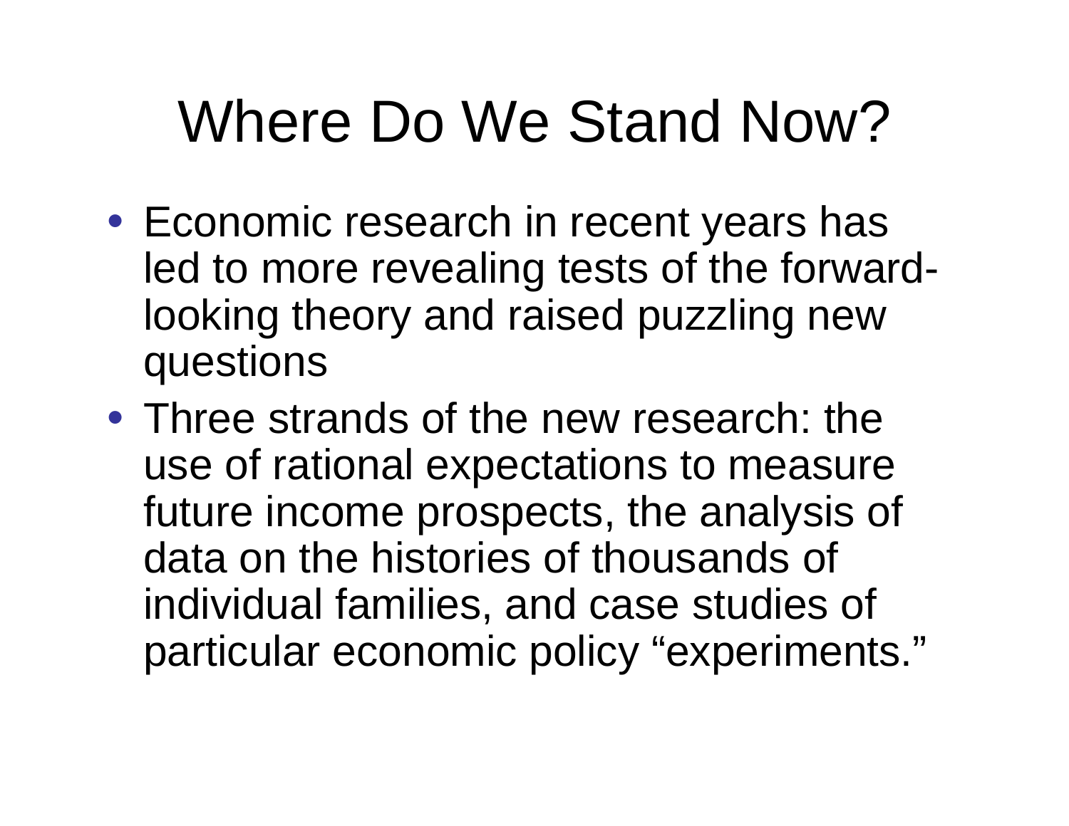# Where Do We Stand Now?

- Economic research in recent years has led to more revealing tests of the forward-looking theory and raised puzzling new questions
- Three strands of the new research: the use of rational expectations to measure future income prospects, the analysis of data on the histories of thousands of individual families, and case studies of particular economic policy "experiments."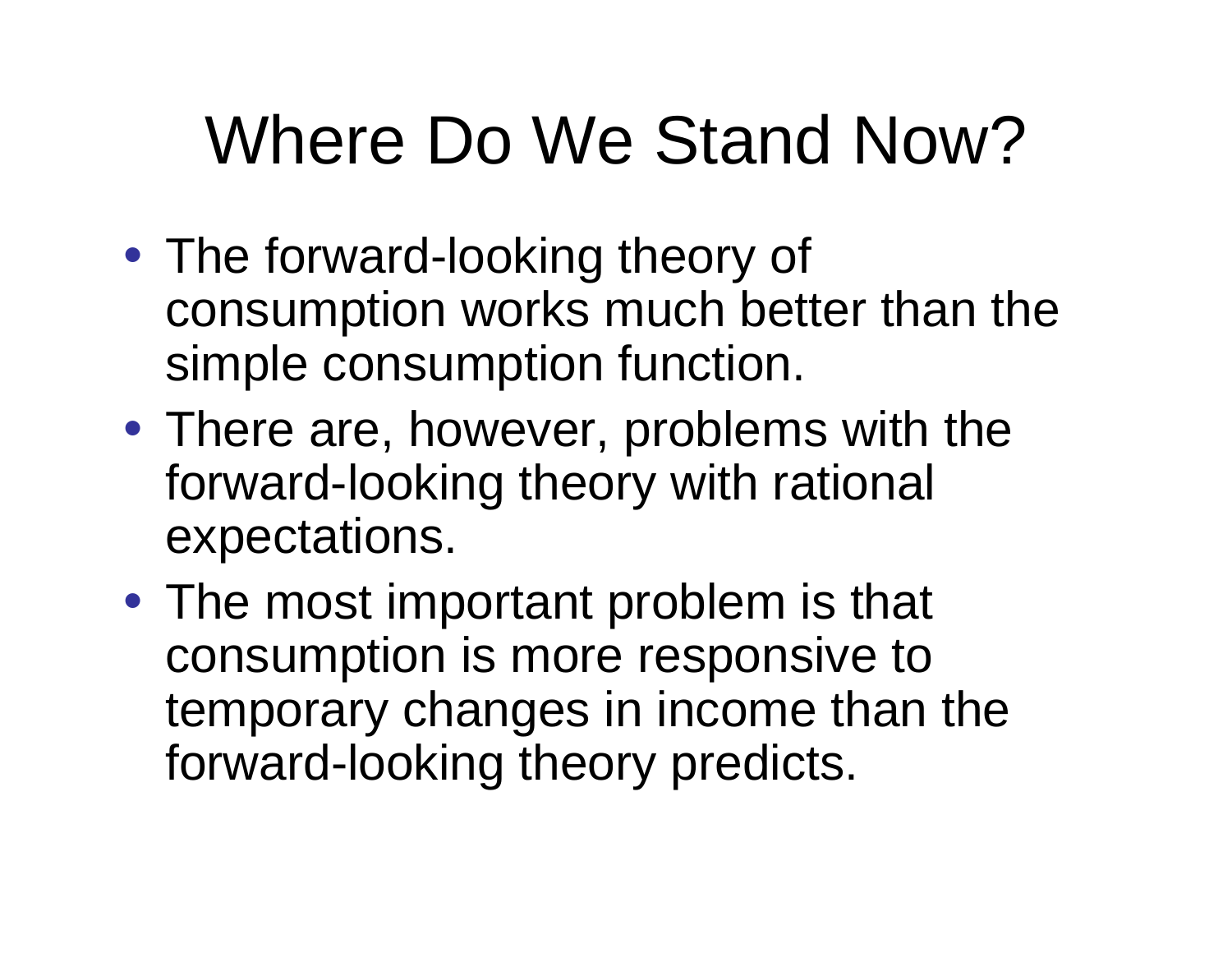# Where Do We Stand Now?

- The forward-looking theory of consumption works much better than the simple consumption function.
- There are, however, problems with the forward-looking theory with rational expectations.
- The most important problem is that consumption is more responsive to temporary changes in income than the forward-looking theory predicts.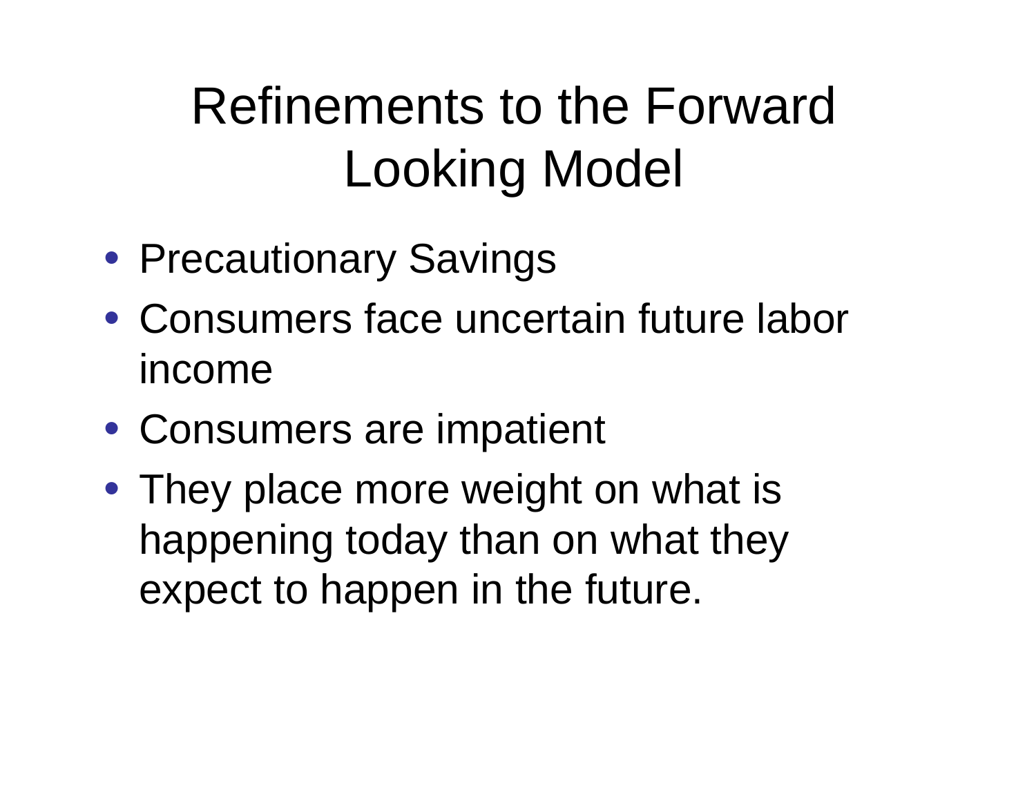# Refinements to the Forward Looking Model

- Precautionary Savings
- Consumers face uncertain future labor income
- Consumers are impatient
- They place more weight on what is happening today than on what they expect to happen in the future.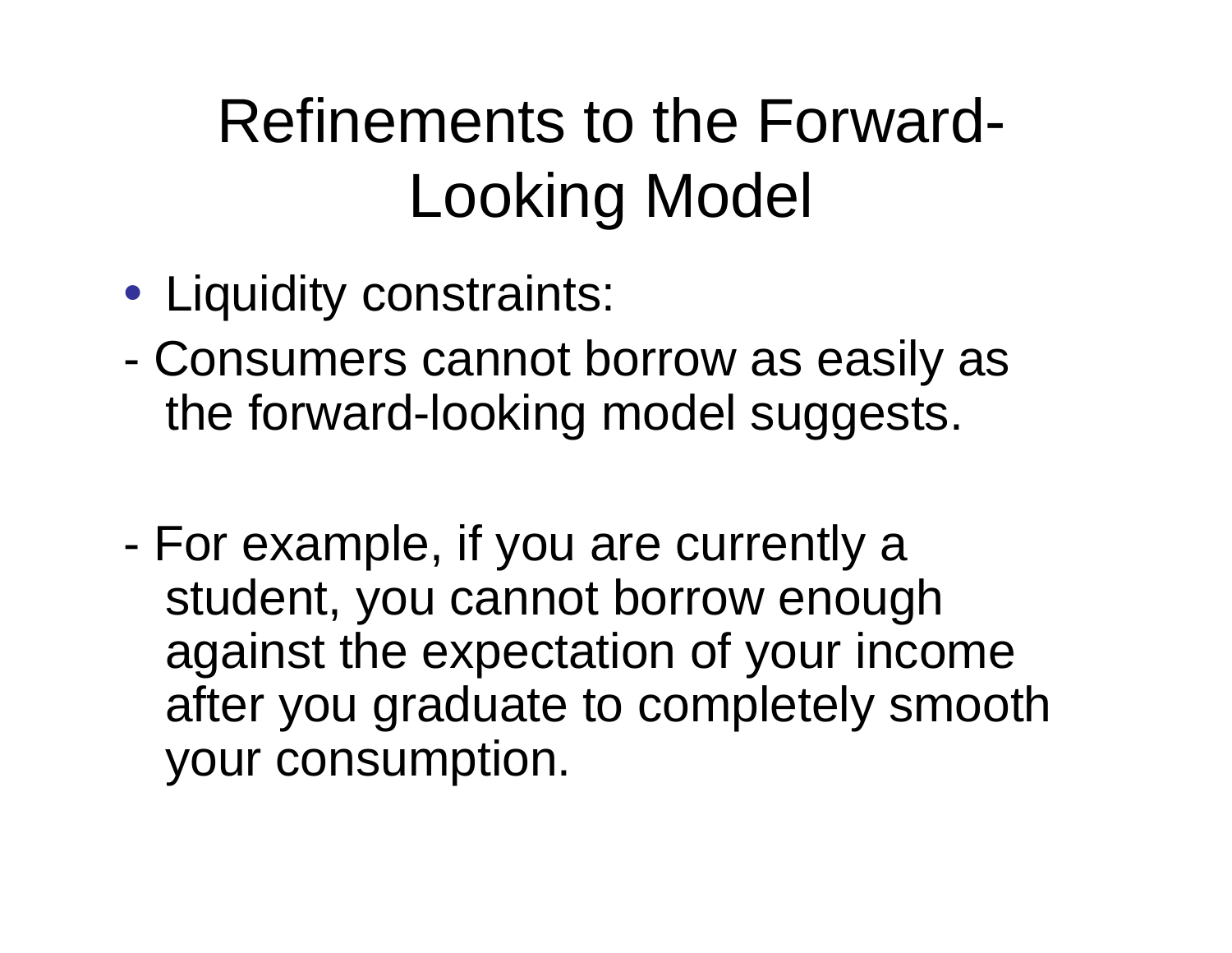# Refinements to the Forward-Looking Model

- Liquidity constraints:

- Consumers cannot borrow as easily as the forward-looking model suggests.

- For example, if you are currently a student, you cannot borrow enough against the expectation of your income after you graduate to completely smooth your consumption.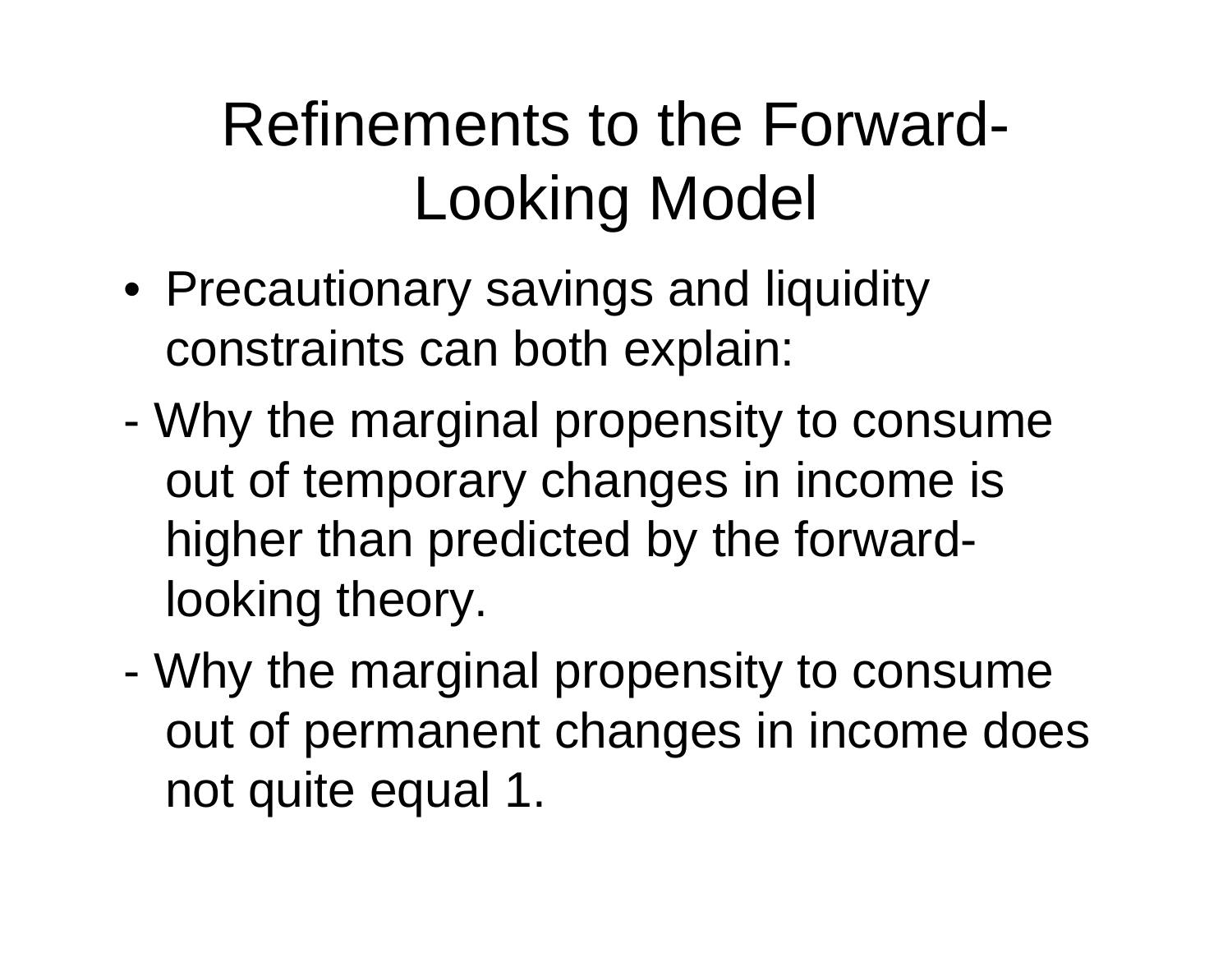# Refinements to the Forward-Looking Model

- Precautionary savings and liquidity constraints can both explain:

- Why the marginal propensity to consume out of temporary changes in income is higher than predicted by the forward-looking theory.

- Why the marginal propensity to consume out of permanent changes in income does not quite equal 1.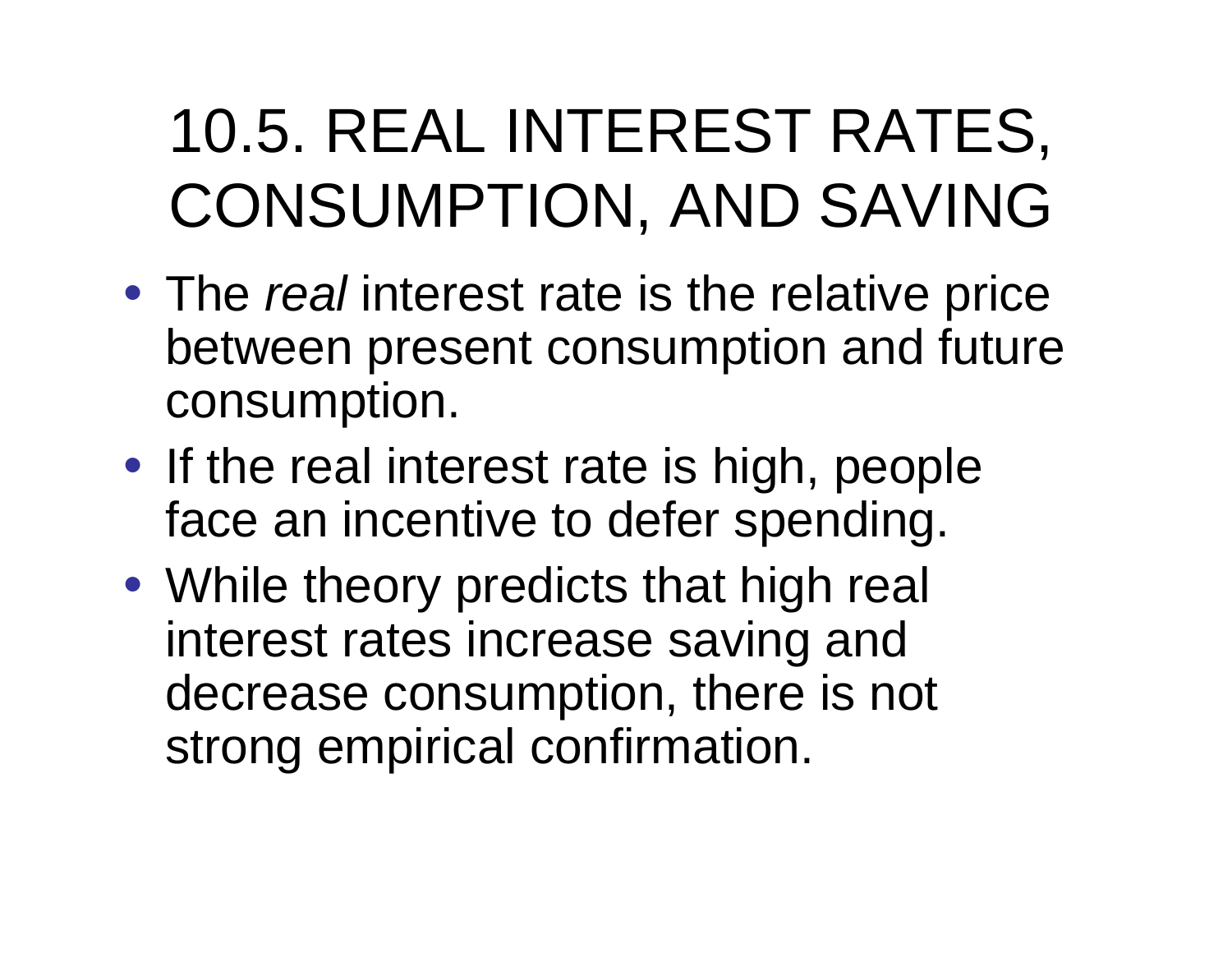# 10.5. REAL INTEREST RATES, CONSUMPTION, AND SAVING

- The *real* interest rate is the relative price between present consumption and future consumption.
- If the real interest rate is high, people face an incentive to defer spending.
- While theory predicts that high real interest rates increase saving and decrease consumption, there is not strong empirical confirmation.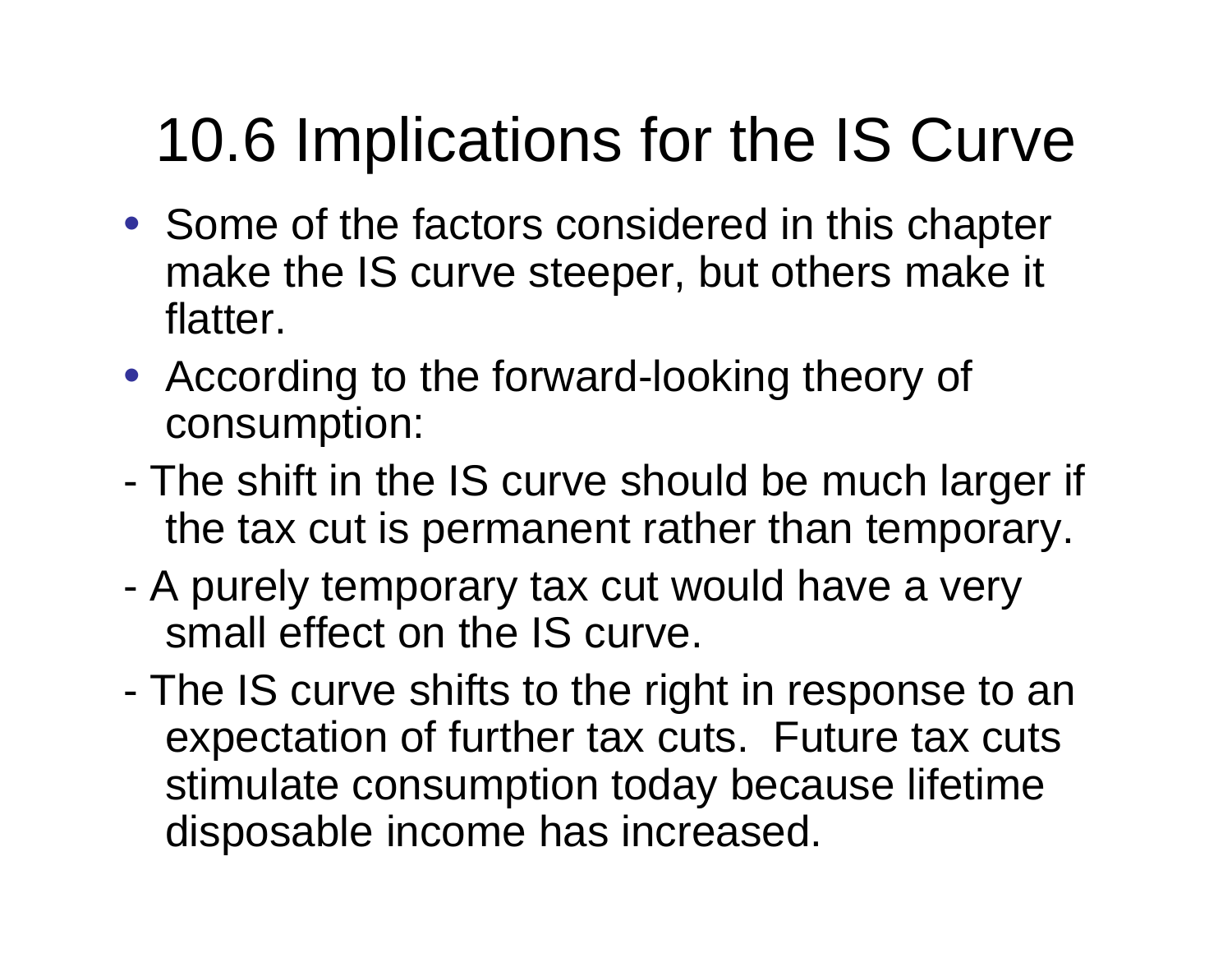# 10.6 Implications for the IS Curve

- Some of the factors considered in this chapter make the IS curve steeper, but others make it flatter.
- According to the forward-looking theory of consumption:

- The shift in the IS curve should be much larger if the tax cut is permanent rather than temporary.

- A purely temporary tax cut would have a very small effect on the IS curve.

- The IS curve shifts to the right in response to an expectation of further tax cuts. Future tax cuts stimulate consumption today because lifetime disposable income has increased.